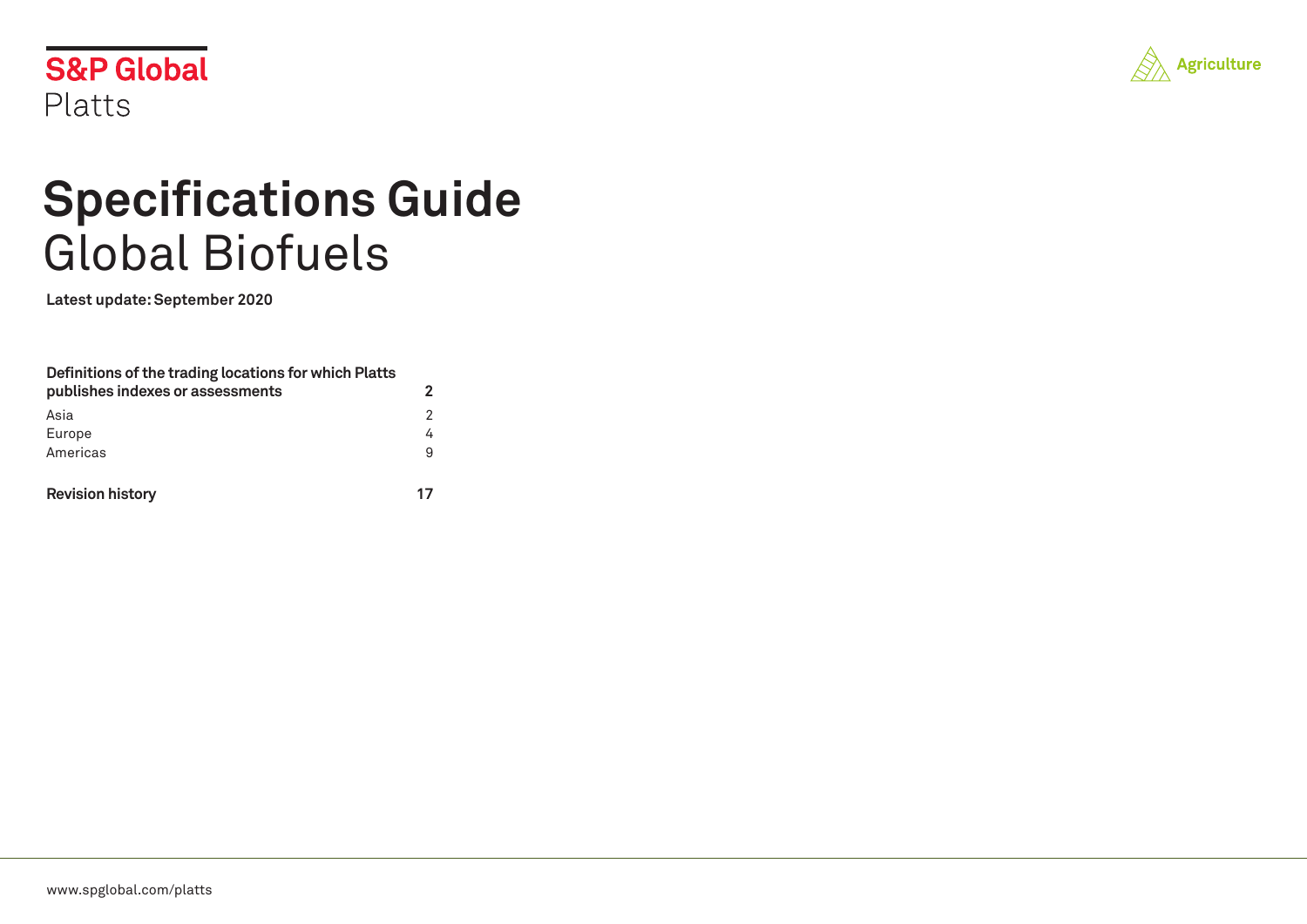S&P Global
Platts

Agriculture

# Specifications Guide
# Global Biofuels

**Latest update: September 2020**

| | |
|---|---|
| **Definitions of the trading locations for which Platts publishes indexes or assessments** | **2** |
| Asia | 2 |
| Europe | 4 |
| Americas | 9 |
| **Revision history** | **17** |

www.spglobal.com/platts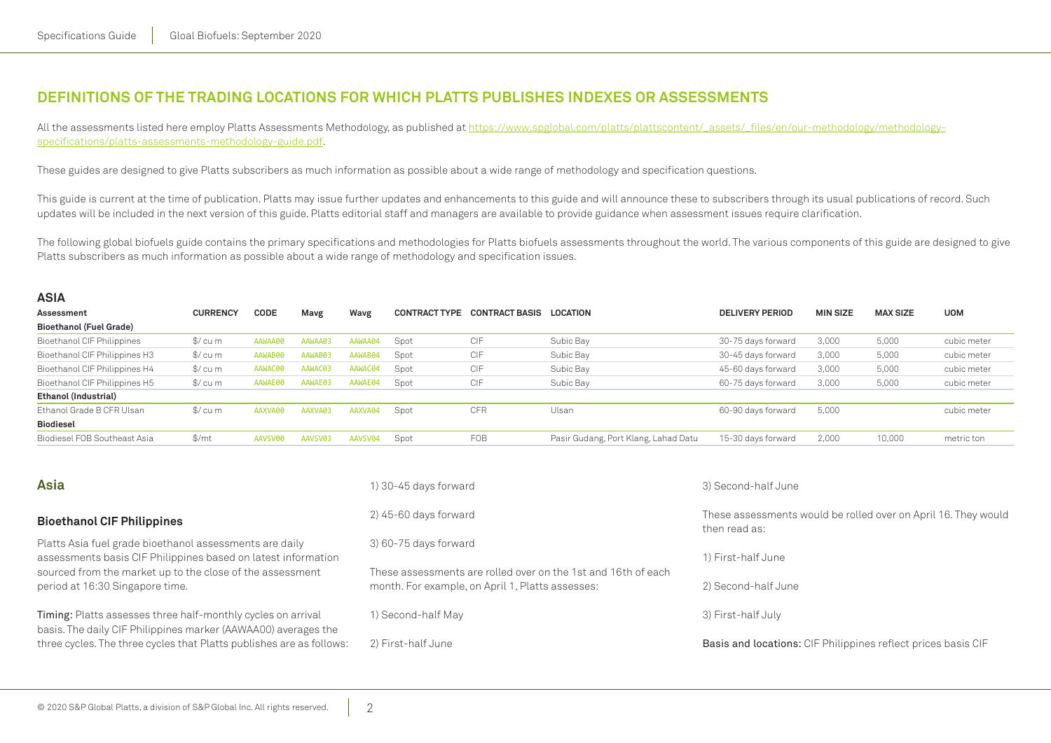## DEFINITIONS OF THE TRADING LOCATIONS FOR WHICH PLATTS PUBLISHES INDEXES OR ASSESSMENTS

All the assessments listed here employ Platts Assessments Methodology, as published at https://www.spglobal.com/platts/plattscontent/_assets/_files/en/our-methodology/methodology-specifications/platts-assessments-methodology-guide.pdf.

These guides are designed to give Platts subscribers as much information as possible about a wide range of methodology and specification questions.

This guide is current at the time of publication. Platts may issue further updates and enhancements to this guide and will announce these to subscribers through its usual publications of record. Such updates will be included in the next version of this guide. Platts editorial staff and managers are available to provide guidance when assessment issues require clarification.

The following global biofuels guide contains the primary specifications and methodologies for Platts biofuels assessments throughout the world. The various components of this guide are designed to give Platts subscribers as much information as possible about a wide range of methodology and specification issues.

### ASIA

| Assessment | CURRENCY | CODE | Mavg | Wavg | CONTRACT TYPE | CONTRACT BASIS | LOCATION | DELIVERY PERIOD | MIN SIZE | MAX SIZE | UOM |
|---|---|---|---|---|---|---|---|---|---|---|---|
| **Bioethanol (Fuel Grade)** | | | | | | | | | | | |
| Bioethanol CIF Philippines | $/ cu m | AAWAA00 | AAWAA03 | AAWAA04 | Spot | CIF | Subic Bay | 30-75 days forward | 3,000 | 5,000 | cubic meter |
| Bioethanol CIF Philippines H3 | $/ cu m | AAWAB00 | AAWAB03 | AAWAB04 | Spot | CIF | Subic Bay | 30-45 days forward | 3,000 | 5,000 | cubic meter |
| Bioethanol CIF Philippines H4 | $/ cu m | AAWAC00 | AAWAC03 | AAWAC04 | Spot | CIF | Subic Bay | 45-60 days forward | 3,000 | 5,000 | cubic meter |
| Bioethanol CIF Philippines H5 | $/ cu m | AAWAE00 | AAWAE03 | AAWAE04 | Spot | CIF | Subic Bay | 60-75 days forward | 3,000 | 5,000 | cubic meter |
| **Ethanol (Industrial)** | | | | | | | | | | | |
| Ethanol Grade B CFR Ulsan | $/ cu m | AAXVA00 | AAXVA03 | AAXVA04 | Spot | CFR | Ulsan | 60-90 days forward | 5,000 | | cubic meter |
| **Biodiesel** | | | | | | | | | | | |
| Biodiesel FOB Southeast Asia | $/mt | AAVSV00 | AAVSV03 | AAVSV04 | Spot | FOB | Pasir Gudang, Port Klang, Lahad Datu | 15-30 days forward | 2,000 | 10,000 | metric ton |

## Asia

### Bioethanol CIF Philippines

Platts Asia fuel grade bioethanol assessments are daily assessments basis CIF Philippines based on latest information sourced from the market up to the close of the assessment period at 16:30 Singapore time.

**Timing:** Platts assesses three half-monthly cycles on arrival basis. The daily CIF Philippines marker (AAWAA00) averages the three cycles. The three cycles that Platts publishes are as follows:

1) 30-45 days forward

2) 45-60 days forward

3) 60-75 days forward

These assessments are rolled over on the 1st and 16th of each month. For example, on April 1, Platts assesses:

1) Second-half May

2) First-half June

3) Second-half June

These assessments would be rolled over on April 16. They would then read as:

1) First-half June

2) Second-half June

3) First-half July

**Basis and locations:** CIF Philippines reflect prices basis CIF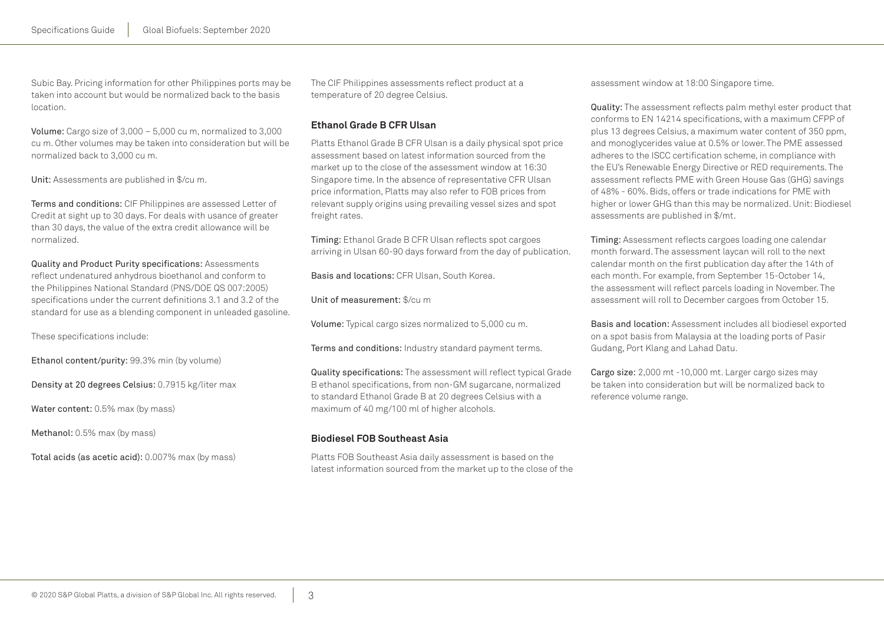Subic Bay. Pricing information for other Philippines ports may be taken into account but would be normalized back to the basis location.

**Volume:** Cargo size of 3,000 – 5,000 cu m, normalized to 3,000 cu m. Other volumes may be taken into consideration but will be normalized back to 3,000 cu m.

**Unit:** Assessments are published in $/cu m.

**Terms and conditions:** CIF Philippines are assessed Letter of Credit at sight up to 30 days. For deals with usance of greater than 30 days, the value of the extra credit allowance will be normalized.

**Quality and Product Purity specifications:** Assessments reflect undenatured anhydrous bioethanol and conform to the Philippines National Standard (PNS/DOE QS 007:2005) specifications under the current definitions 3.1 and 3.2 of the standard for use as a blending component in unleaded gasoline.

These specifications include:

**Ethanol content/purity:** 99.3% min (by volume)

**Density at 20 degrees Celsius:** 0.7915 kg/liter max

**Water content:** 0.5% max (by mass)

**Methanol:** 0.5% max (by mass)

**Total acids (as acetic acid):** 0.007% max (by mass)

The CIF Philippines assessments reflect product at a temperature of 20 degree Celsius.

### Ethanol Grade B CFR Ulsan

Platts Ethanol Grade B CFR Ulsan is a daily physical spot price assessment based on latest information sourced from the market up to the close of the assessment window at 16:30 Singapore time. In the absence of representative CFR Ulsan price information, Platts may also refer to FOB prices from relevant supply origins using prevailing vessel sizes and spot freight rates.

**Timing:** Ethanol Grade B CFR Ulsan reflects spot cargoes arriving in Ulsan 60-90 days forward from the day of publication.

**Basis and locations:** CFR Ulsan, South Korea.

**Unit of measurement:** $/cu m

**Volume:** Typical cargo sizes normalized to 5,000 cu m.

**Terms and conditions:** Industry standard payment terms.

**Quality specifications:** The assessment will reflect typical Grade B ethanol specifications, from non-GM sugarcane, normalized to standard Ethanol Grade B at 20 degrees Celsius with a maximum of 40 mg/100 ml of higher alcohols.

### Biodiesel FOB Southeast Asia

Platts FOB Southeast Asia daily assessment is based on the latest information sourced from the market up to the close of the assessment window at 18:00 Singapore time.

**Quality:** The assessment reflects palm methyl ester product that conforms to EN 14214 specifications, with a maximum CFPP of plus 13 degrees Celsius, a maximum water content of 350 ppm, and monoglycerides value at 0.5% or lower. The PME assessed adheres to the ISCC certification scheme, in compliance with the EU's Renewable Energy Directive or RED requirements. The assessment reflects PME with Green House Gas (GHG) savings of 48% - 60%. Bids, offers or trade indications for PME with higher or lower GHG than this may be normalized. Unit: Biodiesel assessments are published in $/mt.

**Timing:** Assessment reflects cargoes loading one calendar month forward. The assessment laycan will roll to the next calendar month on the first publication day after the 14th of each month. For example, from September 15-October 14, the assessment will reflect parcels loading in November. The assessment will roll to December cargoes from October 15.

**Basis and location:** Assessment includes all biodiesel exported on a spot basis from Malaysia at the loading ports of Pasir Gudang, Port Klang and Lahad Datu.

**Cargo size:** 2,000 mt -10,000 mt. Larger cargo sizes may be taken into consideration but will be normalized back to reference volume range.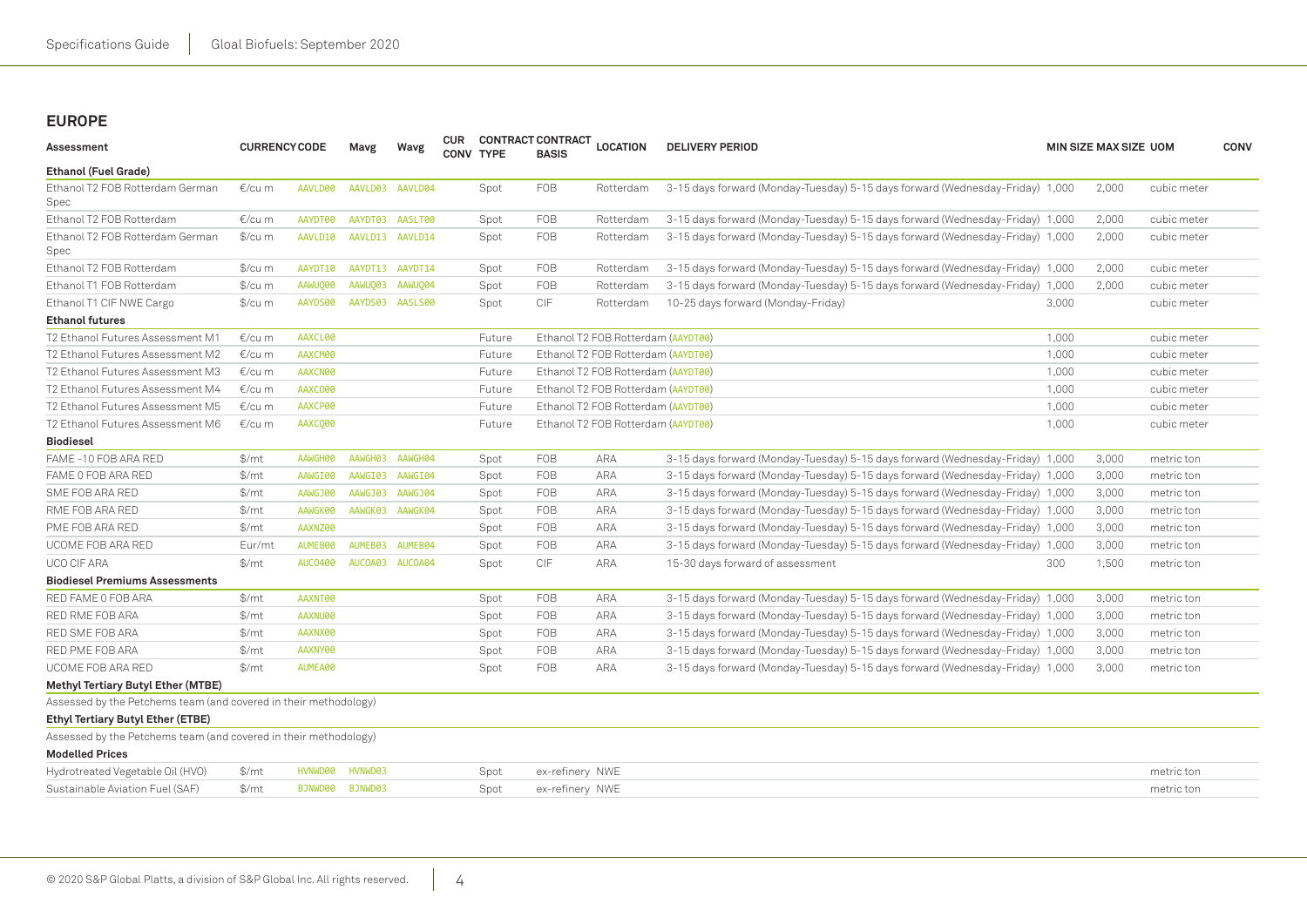## EUROPE

| Assessment | CURRENCY | CODE | Mavg | Wavg | CUR CONV | CONTRACT TYPE | CONTRACT BASIS | LOCATION | DELIVERY PERIOD | MIN SIZE | MAX SIZE | UOM | CONV |
|---|---|---|---|---|---|---|---|---|---|---|---|---|---|
| **Ethanol (Fuel Grade)** | | | | | | | | | | | | | |
| Ethanol T2 FOB Rotterdam German Spec | €/cu m | AAVLD00 | AAVLD03 | AAVLD04 | | Spot | FOB | Rotterdam | 3-15 days forward (Monday-Tuesday) 5-15 days forward (Wednesday-Friday) | 1,000 | 2,000 | cubic meter | |
| Ethanol T2 FOB Rotterdam | €/cu m | AAYDT00 | AAYDT03 | AASLT00 | | Spot | FOB | Rotterdam | 3-15 days forward (Monday-Tuesday) 5-15 days forward (Wednesday-Friday) | 1,000 | 2,000 | cubic meter | |
| Ethanol T2 FOB Rotterdam German Spec | $/cu m | AAVLD10 | AAVLD13 | AAVLD14 | | Spot | FOB | Rotterdam | 3-15 days forward (Monday-Tuesday) 5-15 days forward (Wednesday-Friday) | 1,000 | 2,000 | cubic meter | |
| Ethanol T2 FOB Rotterdam | $/cu m | AAYDT10 | AAYDT13 | AAYDT14 | | Spot | FOB | Rotterdam | 3-15 days forward (Monday-Tuesday) 5-15 days forward (Wednesday-Friday) | 1,000 | 2,000 | cubic meter | |
| Ethanol T1 FOB Rotterdam | $/cu m | AAWUQ00 | AAWUQ03 | AAWUQ04 | | Spot | FOB | Rotterdam | 3-15 days forward (Monday-Tuesday) 5-15 days forward (Wednesday-Friday) | 1,000 | 2,000 | cubic meter | |
| Ethanol T1 CIF NWE Cargo | $/cu m | AAYDS00 | AAYDS03 | AASLS00 | | Spot | CIF | Rotterdam | 10-25 days forward (Monday-Friday) | 3,000 | | cubic meter | |
| **Ethanol futures** | | | | | | | | | | | | | |
| T2 Ethanol Futures Assessment M1 | €/cu m | AAXCL00 | | | | Future | Ethanol T2 FOB Rotterdam (AAYDT00) | | | 1,000 | | cubic meter | |
| T2 Ethanol Futures Assessment M2 | €/cu m | AAXCM00 | | | | Future | Ethanol T2 FOB Rotterdam (AAYDT00) | | | 1,000 | | cubic meter | |
| T2 Ethanol Futures Assessment M3 | €/cu m | AAXCN00 | | | | Future | Ethanol T2 FOB Rotterdam (AAYDT00) | | | 1,000 | | cubic meter | |
| T2 Ethanol Futures Assessment M4 | €/cu m | AAXCO00 | | | | Future | Ethanol T2 FOB Rotterdam (AAYDT00) | | | 1,000 | | cubic meter | |
| T2 Ethanol Futures Assessment M5 | €/cu m | AAXCP00 | | | | Future | Ethanol T2 FOB Rotterdam (AAYDT00) | | | 1,000 | | cubic meter | |
| T2 Ethanol Futures Assessment M6 | €/cu m | AAXCQ00 | | | | Future | Ethanol T2 FOB Rotterdam (AAYDT00) | | | 1,000 | | cubic meter | |
| **Biodiesel** | | | | | | | | | | | | | |
| FAME -10 FOB ARA RED | $/mt | AAWGH00 | AAWGH03 | AAWGH04 | | Spot | FOB | ARA | 3-15 days forward (Monday-Tuesday) 5-15 days forward (Wednesday-Friday) | 1,000 | 3,000 | metric ton | |
| FAME 0 FOB ARA RED | $/mt | AAWGI00 | AAWGI03 | AAWGI04 | | Spot | FOB | ARA | 3-15 days forward (Monday-Tuesday) 5-15 days forward (Wednesday-Friday) | 1,000 | 3,000 | metric ton | |
| SME FOB ARA RED | $/mt | AAWGJ00 | AAWGJ03 | AAWGJ04 | | Spot | FOB | ARA | 3-15 days forward (Monday-Tuesday) 5-15 days forward (Wednesday-Friday) | 1,000 | 3,000 | metric ton | |
| RME FOB ARA RED | $/mt | AAWGK00 | AAWGK03 | AAWGK04 | | Spot | FOB | ARA | 3-15 days forward (Monday-Tuesday) 5-15 days forward (Wednesday-Friday) | 1,000 | 3,000 | metric ton | |
| PME FOB ARA RED | $/mt | AAXNZ00 | | | | Spot | FOB | ARA | 3-15 days forward (Monday-Tuesday) 5-15 days forward (Wednesday-Friday) | 1,000 | 3,000 | metric ton | |
| UCOME FOB ARA RED | Eur/mt | AUMEB00 | AUMEB03 | AUMEB04 | | Spot | FOB | ARA | 3-15 days forward (Monday-Tuesday) 5-15 days forward (Wednesday-Friday) | 1,000 | 3,000 | metric ton | |
| UCO CIF ARA | $/mt | AUCO400 | AUCOA03 | AUCOA04 | | Spot | CIF | ARA | 15-30 days forward of assessment | 300 | 1,500 | metric ton | |
| **Biodiesel Premiums Assessments** | | | | | | | | | | | | | |
| RED FAME 0 FOB ARA | $/mt | AAXNT00 | | | | Spot | FOB | ARA | 3-15 days forward (Monday-Tuesday) 5-15 days forward (Wednesday-Friday) | 1,000 | 3,000 | metric ton | |
| RED RME FOB ARA | $/mt | AAXNU00 | | | | Spot | FOB | ARA | 3-15 days forward (Monday-Tuesday) 5-15 days forward (Wednesday-Friday) | 1,000 | 3,000 | metric ton | |
| RED SME FOB ARA | $/mt | AAXNX00 | | | | Spot | FOB | ARA | 3-15 days forward (Monday-Tuesday) 5-15 days forward (Wednesday-Friday) | 1,000 | 3,000 | metric ton | |
| RED PME FOB ARA | $/mt | AAXNY00 | | | | Spot | FOB | ARA | 3-15 days forward (Monday-Tuesday) 5-15 days forward (Wednesday-Friday) | 1,000 | 3,000 | metric ton | |
| UCOME FOB ARA RED | $/mt | AUMEA00 | | | | Spot | FOB | ARA | 3-15 days forward (Monday-Tuesday) 5-15 days forward (Wednesday-Friday) | 1,000 | 3,000 | metric ton | |
| **Methyl Tertiary Butyl Ether (MTBE)** | | | | | | | | | | | | | |
| Assessed by the Petchems team (and covered in their methodology) | | | | | | | | | | | | | |
| **Ethyl Tertiary Butyl Ether (ETBE)** | | | | | | | | | | | | | |
| Assessed by the Petchems team (and covered in their methodology) | | | | | | | | | | | | | |
| **Modelled Prices** | | | | | | | | | | | | | |
| Hydrotreated Vegetable Oil (HVO) | $/mt | HVNWD00 | HVNWD03 | | | Spot | ex-refinery | NWE | | | | metric ton | |
| Sustainable Aviation Fuel (SAF) | $/mt | BJNWD00 | BJNWD03 | | | Spot | ex-refinery | NWE | | | | metric ton | |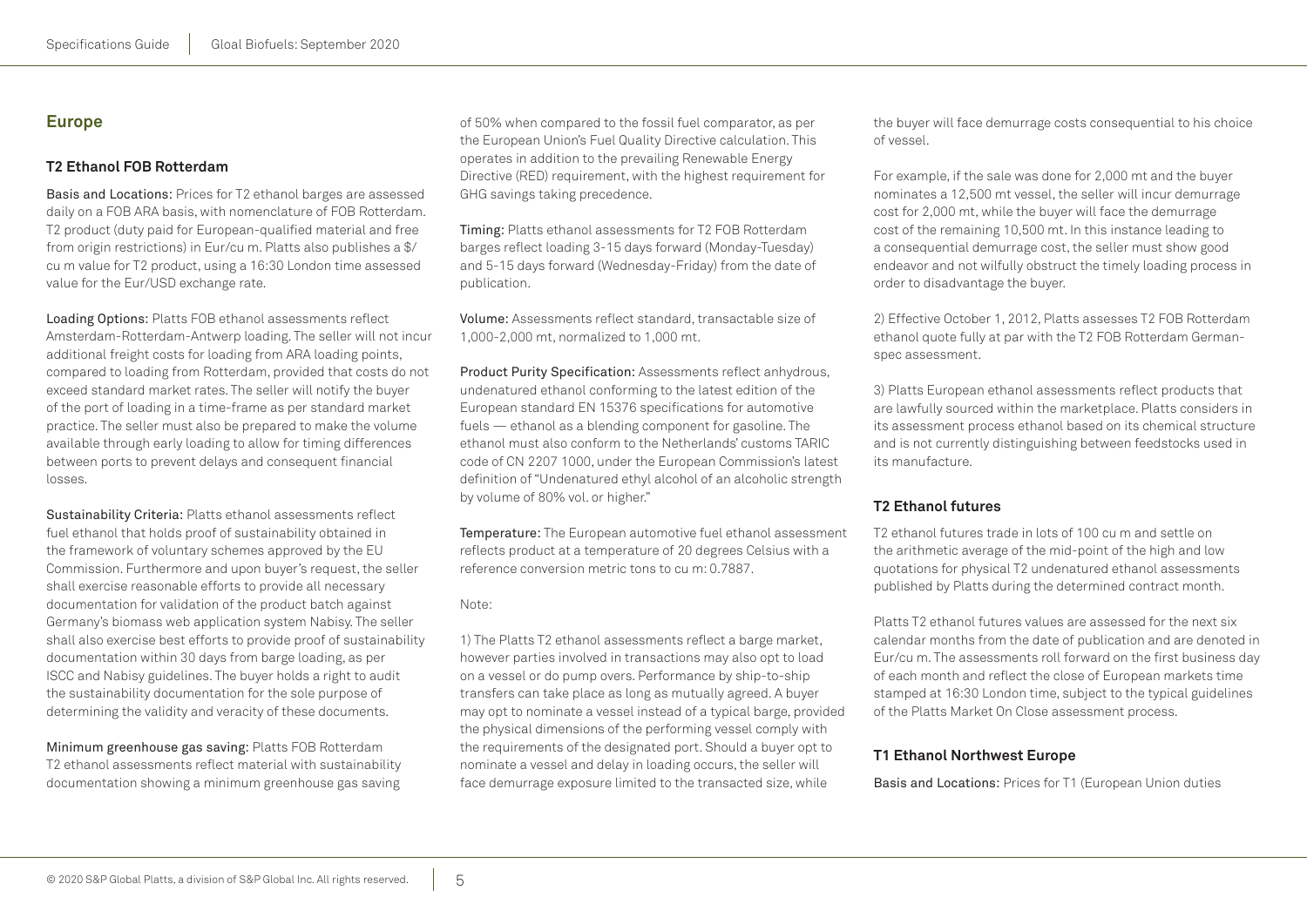## Europe

### T2 Ethanol FOB Rotterdam

Basis and Locations: Prices for T2 ethanol barges are assessed daily on a FOB ARA basis, with nomenclature of FOB Rotterdam. T2 product (duty paid for European-qualified material and free from origin restrictions) in Eur/cu m. Platts also publishes a $/cu m value for T2 product, using a 16:30 London time assessed value for the Eur/USD exchange rate.

Loading Options: Platts FOB ethanol assessments reflect Amsterdam-Rotterdam-Antwerp loading. The seller will not incur additional freight costs for loading from ARA loading points, compared to loading from Rotterdam, provided that costs do not exceed standard market rates. The seller will notify the buyer of the port of loading in a time-frame as per standard market practice. The seller must also be prepared to make the volume available through early loading to allow for timing differences between ports to prevent delays and consequent financial losses.

Sustainability Criteria: Platts ethanol assessments reflect fuel ethanol that holds proof of sustainability obtained in the framework of voluntary schemes approved by the EU Commission. Furthermore and upon buyer's request, the seller shall exercise reasonable efforts to provide all necessary documentation for validation of the product batch against Germany's biomass web application system Nabisy. The seller shall also exercise best efforts to provide proof of sustainability documentation within 30 days from barge loading, as per ISCC and Nabisy guidelines. The buyer holds a right to audit the sustainability documentation for the sole purpose of determining the validity and veracity of these documents.

Minimum greenhouse gas saving: Platts FOB Rotterdam T2 ethanol assessments reflect material with sustainability documentation showing a minimum greenhouse gas saving of 50% when compared to the fossil fuel comparator, as per the European Union's Fuel Quality Directive calculation. This operates in addition to the prevailing Renewable Energy Directive (RED) requirement, with the highest requirement for GHG savings taking precedence.

Timing: Platts ethanol assessments for T2 FOB Rotterdam barges reflect loading 3-15 days forward (Monday-Tuesday) and 5-15 days forward (Wednesday-Friday) from the date of publication.

Volume: Assessments reflect standard, transactable size of 1,000-2,000 mt, normalized to 1,000 mt.

Product Purity Specification: Assessments reflect anhydrous, undenatured ethanol conforming to the latest edition of the European standard EN 15376 specifications for automotive fuels — ethanol as a blending component for gasoline. The ethanol must also conform to the Netherlands' customs TARIC code of CN 2207 1000, under the European Commission's latest definition of "Undenatured ethyl alcohol of an alcoholic strength by volume of 80% vol. or higher."

Temperature: The European automotive fuel ethanol assessment reflects product at a temperature of 20 degrees Celsius with a reference conversion metric tons to cu m: 0.7887.

Note:

1) The Platts T2 ethanol assessments reflect a barge market, however parties involved in transactions may also opt to load on a vessel or do pump overs. Performance by ship-to-ship transfers can take place as long as mutually agreed. A buyer may opt to nominate a vessel instead of a typical barge, provided the physical dimensions of the performing vessel comply with the requirements of the designated port. Should a buyer opt to nominate a vessel and delay in loading occurs, the seller will face demurrage exposure limited to the transacted size, while the buyer will face demurrage costs consequential to his choice of vessel.

For example, if the sale was done for 2,000 mt and the buyer nominates a 12,500 mt vessel, the seller will incur demurrage cost for 2,000 mt, while the buyer will face the demurrage cost of the remaining 10,500 mt. In this instance leading to a consequential demurrage cost, the seller must show good endeavor and not wilfully obstruct the timely loading process in order to disadvantage the buyer.

2) Effective October 1, 2012, Platts assesses T2 FOB Rotterdam ethanol quote fully at par with the T2 FOB Rotterdam German-spec assessment.

3) Platts European ethanol assessments reflect products that are lawfully sourced within the marketplace. Platts considers in its assessment process ethanol based on its chemical structure and is not currently distinguishing between feedstocks used in its manufacture.

### T2 Ethanol futures

T2 ethanol futures trade in lots of 100 cu m and settle on the arithmetic average of the mid-point of the high and low quotations for physical T2 undenatured ethanol assessments published by Platts during the determined contract month.

Platts T2 ethanol futures values are assessed for the next six calendar months from the date of publication and are denoted in Eur/cu m. The assessments roll forward on the first business day of each month and reflect the close of European markets time stamped at 16:30 London time, subject to the typical guidelines of the Platts Market On Close assessment process.

### T1 Ethanol Northwest Europe

Basis and Locations: Prices for T1 (European Union duties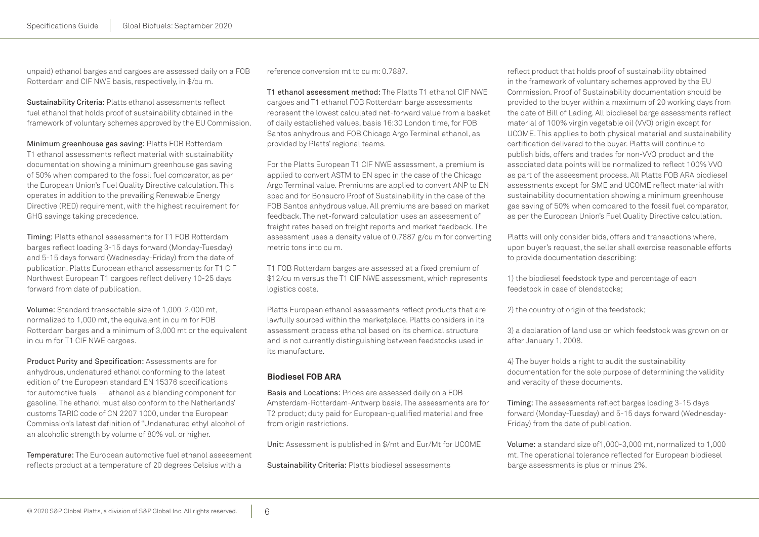unpaid) ethanol barges and cargoes are assessed daily on a FOB Rotterdam and CIF NWE basis, respectively, in $/cu m.

**Sustainability Criteria:** Platts ethanol assessments reflect fuel ethanol that holds proof of sustainability obtained in the framework of voluntary schemes approved by the EU Commission.

**Minimum greenhouse gas saving:** Platts FOB Rotterdam T1 ethanol assessments reflect material with sustainability documentation showing a minimum greenhouse gas saving of 50% when compared to the fossil fuel comparator, as per the European Union's Fuel Quality Directive calculation. This operates in addition to the prevailing Renewable Energy Directive (RED) requirement, with the highest requirement for GHG savings taking precedence.

**Timing:** Platts ethanol assessments for T1 FOB Rotterdam barges reflect loading 3-15 days forward (Monday-Tuesday) and 5-15 days forward (Wednesday-Friday) from the date of publication. Platts European ethanol assessments for T1 CIF Northwest European T1 cargoes reflect delivery 10-25 days forward from date of publication.

**Volume:** Standard transactable size of 1,000-2,000 mt, normalized to 1,000 mt, the equivalent in cu m for FOB Rotterdam barges and a minimum of 3,000 mt or the equivalent in cu m for T1 CIF NWE cargoes.

**Product Purity and Specification:** Assessments are for anhydrous, undenatured ethanol conforming to the latest edition of the European standard EN 15376 specifications for automotive fuels — ethanol as a blending component for gasoline. The ethanol must also conform to the Netherlands' customs TARIC code of CN 2207 1000, under the European Commission's latest definition of "Undenatured ethyl alcohol of an alcoholic strength by volume of 80% vol. or higher.

**Temperature:** The European automotive fuel ethanol assessment reflects product at a temperature of 20 degrees Celsius with a reference conversion mt to cu m: 0.7887.

**T1 ethanol assessment method:** The Platts T1 ethanol CIF NWE cargoes and T1 ethanol FOB Rotterdam barge assessments represent the lowest calculated net-forward value from a basket of daily established values, basis 16:30 London time, for FOB Santos anhydrous and FOB Chicago Argo Terminal ethanol, as provided by Platts' regional teams.

For the Platts European T1 CIF NWE assessment, a premium is applied to convert ASTM to EN spec in the case of the Chicago Argo Terminal value. Premiums are applied to convert ANP to EN spec and for Bonsucro Proof of Sustainability in the case of the FOB Santos anhydrous value. All premiums are based on market feedback. The net-forward calculation uses an assessment of freight rates based on freight reports and market feedback. The assessment uses a density value of 0.7887 g/cu m for converting metric tons into cu m.

T1 FOB Rotterdam barges are assessed at a fixed premium of $12/cu m versus the T1 CIF NWE assessment, which represents logistics costs.

Platts European ethanol assessments reflect products that are lawfully sourced within the marketplace. Platts considers in its assessment process ethanol based on its chemical structure and is not currently distinguishing between feedstocks used in its manufacture.

### Biodiesel FOB ARA

**Basis and Locations:** Prices are assessed daily on a FOB Amsterdam-Rotterdam-Antwerp basis. The assessments are for T2 product; duty paid for European-qualified material and free from origin restrictions.

**Unit:** Assessment is published in $/mt and Eur/Mt for UCOME

**Sustainability Criteria:** Platts biodiesel assessments reflect product that holds proof of sustainability obtained in the framework of voluntary schemes approved by the EU Commission. Proof of Sustainability documentation should be provided to the buyer within a maximum of 20 working days from the date of Bill of Lading. All biodiesel barge assessments reflect material of 100% virgin vegetable oil (VVO) origin except for UCOME. This applies to both physical material and sustainability certification delivered to the buyer. Platts will continue to publish bids, offers and trades for non-VVO product and the associated data points will be normalized to reflect 100% VVO as part of the assessment process. All Platts FOB ARA biodiesel assessments except for SME and UCOME reflect material with sustainability documentation showing a minimum greenhouse gas saving of 50% when compared to the fossil fuel comparator, as per the European Union's Fuel Quality Directive calculation.

Platts will only consider bids, offers and transactions where, upon buyer's request, the seller shall exercise reasonable efforts to provide documentation describing:

1) the biodiesel feedstock type and percentage of each feedstock in case of blendstocks;

2) the country of origin of the feedstock;

3) a declaration of land use on which feedstock was grown on or after January 1, 2008.

4) The buyer holds a right to audit the sustainability documentation for the sole purpose of determining the validity and veracity of these documents.

**Timing:** The assessments reflect barges loading 3-15 days forward (Monday-Tuesday) and 5-15 days forward (Wednesday-Friday) from the date of publication.

**Volume:** a standard size of1,000-3,000 mt, normalized to 1,000 mt. The operational tolerance reflected for European biodiesel barge assessments is plus or minus 2%.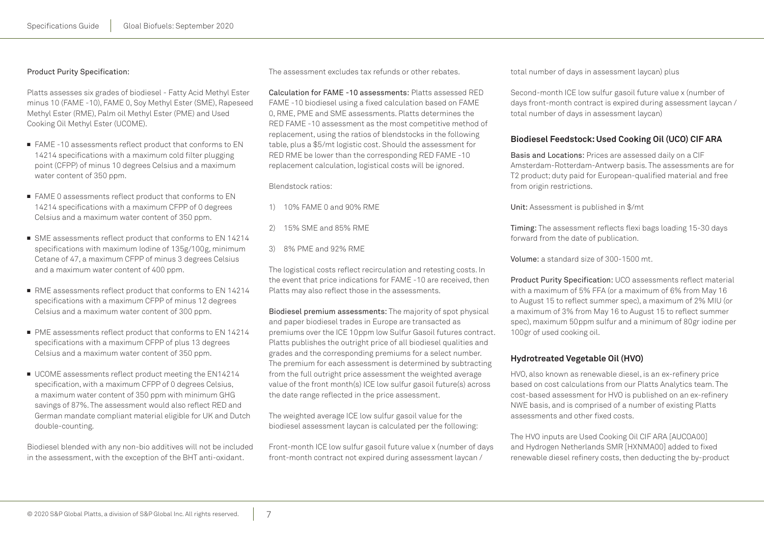Product Purity Specification:

Platts assesses six grades of biodiesel - Fatty Acid Methyl Ester minus 10 (FAME -10), FAME 0, Soy Methyl Ester (SME), Rapeseed Methyl Ester (RME), Palm oil Methyl Ester (PME) and Used Cooking Oil Methyl Ester (UCOME).

- FAME -10 assessments reflect product that conforms to EN 14214 specifications with a maximum cold filter plugging point (CFPP) of minus 10 degrees Celsius and a maximum water content of 350 ppm.
- FAME 0 assessments reflect product that conforms to EN 14214 specifications with a maximum CFPP of 0 degrees Celsius and a maximum water content of 350 ppm.
- SME assessments reflect product that conforms to EN 14214 specifications with maximum Iodine of 135g/100g, minimum Cetane of 47, a maximum CFPP of minus 3 degrees Celsius and a maximum water content of 400 ppm.
- RME assessments reflect product that conforms to EN 14214 specifications with a maximum CFPP of minus 12 degrees Celsius and a maximum water content of 300 ppm.
- PME assessments reflect product that conforms to EN 14214 specifications with a maximum CFPP of plus 13 degrees Celsius and a maximum water content of 350 ppm.
- UCOME assessments reflect product meeting the EN14214 specification, with a maximum CFPP of 0 degrees Celsius, a maximum water content of 350 ppm with minimum GHG savings of 87%. The assessment would also reflect RED and German mandate compliant material eligible for UK and Dutch double-counting.

Biodiesel blended with any non-bio additives will not be included in the assessment, with the exception of the BHT anti-oxidant.

The assessment excludes tax refunds or other rebates.

Calculation for FAME -10 assessments: Platts assessed RED FAME -10 biodiesel using a fixed calculation based on FAME 0, RME, PME and SME assessments. Platts determines the RED FAME -10 assessment as the most competitive method of replacement, using the ratios of blendstocks in the following table, plus a $5/mt logistic cost. Should the assessment for RED RME be lower than the corresponding RED FAME -10 replacement calculation, logistical costs will be ignored.

Blendstock ratios:

1) 10% FAME 0 and 90% RME
2) 15% SME and 85% RME
3) 8% PME and 92% RME

The logistical costs reflect recirculation and retesting costs. In the event that price indications for FAME -10 are received, then Platts may also reflect those in the assessments.

Biodiesel premium assessments: The majority of spot physical and paper biodiesel trades in Europe are transacted as premiums over the ICE 10ppm low Sulfur Gasoil futures contract. Platts publishes the outright price of all biodiesel qualities and grades and the corresponding premiums for a select number. The premium for each assessment is determined by subtracting from the full outright price assessment the weighted average value of the front month(s) ICE low sulfur gasoil future(s) across the date range reflected in the price assessment.

The weighted average ICE low sulfur gasoil value for the biodiesel assessment laycan is calculated per the following:

Front-month ICE low sulfur gasoil future value x (number of days front-month contract not expired during assessment laycan / total number of days in assessment laycan) plus

Second-month ICE low sulfur gasoil future value x (number of days front-month contract is expired during assessment laycan / total number of days in assessment laycan)

### Biodiesel Feedstock: Used Cooking Oil (UCO) CIF ARA

Basis and Locations: Prices are assessed daily on a CIF Amsterdam-Rotterdam-Antwerp basis. The assessments are for T2 product; duty paid for European-qualified material and free from origin restrictions.

Unit: Assessment is published in $/mt

Timing: The assessment reflects flexi bags loading 15-30 days forward from the date of publication.

Volume: a standard size of 300-1500 mt.

Product Purity Specification: UCO assessments reflect material with a maximum of 5% FFA (or a maximum of 6% from May 16 to August 15 to reflect summer spec), a maximum of 2% MIU (or a maximum of 3% from May 16 to August 15 to reflect summer spec), maximum 50ppm sulfur and a minimum of 80gr iodine per 100gr of used cooking oil.

### Hydrotreated Vegetable Oil (HVO)

HVO, also known as renewable diesel, is an ex-refinery price based on cost calculations from our Platts Analytics team. The cost-based assessment for HVO is published on an ex-refinery NWE basis, and is comprised of a number of existing Platts assessments and other fixed costs.

The HVO inputs are Used Cooking Oil CIF ARA [AUCOA00] and Hydrogen Netherlands SMR [HXNMA00] added to fixed renewable diesel refinery costs, then deducting the by-product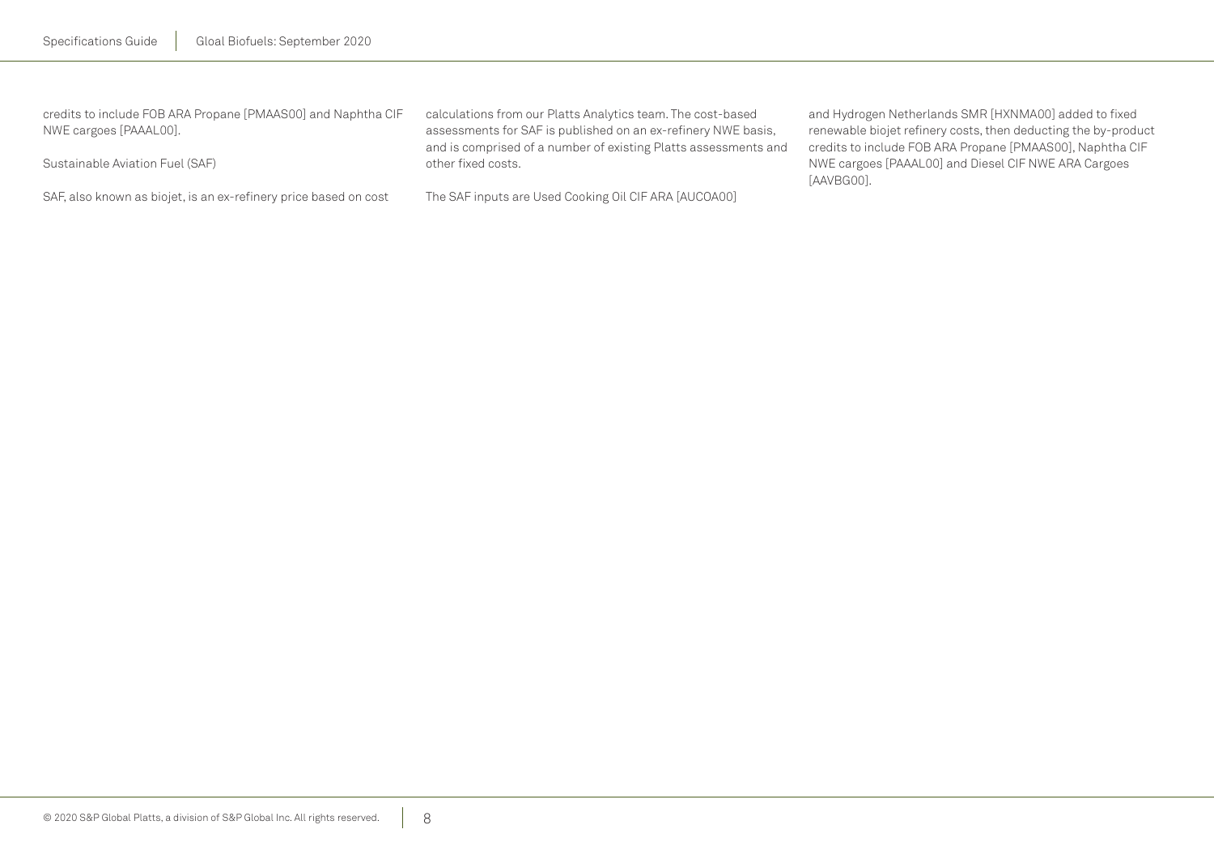credits to include FOB ARA Propane [PMAAS00] and Naphtha CIF NWE cargoes [PAAAL00].

## Sustainable Aviation Fuel (SAF)

SAF, also known as biojet, is an ex-refinery price based on cost calculations from our Platts Analytics team. The cost-based assessments for SAF is published on an ex-refinery NWE basis, and is comprised of a number of existing Platts assessments and other fixed costs.

The SAF inputs are Used Cooking Oil CIF ARA [AUCOA00] and Hydrogen Netherlands SMR [HXNMA00] added to fixed renewable biojet refinery costs, then deducting the by-product credits to include FOB ARA Propane [PMAAS00], Naphtha CIF NWE cargoes [PAAAL00] and Diesel CIF NWE ARA Cargoes [AAVBG00].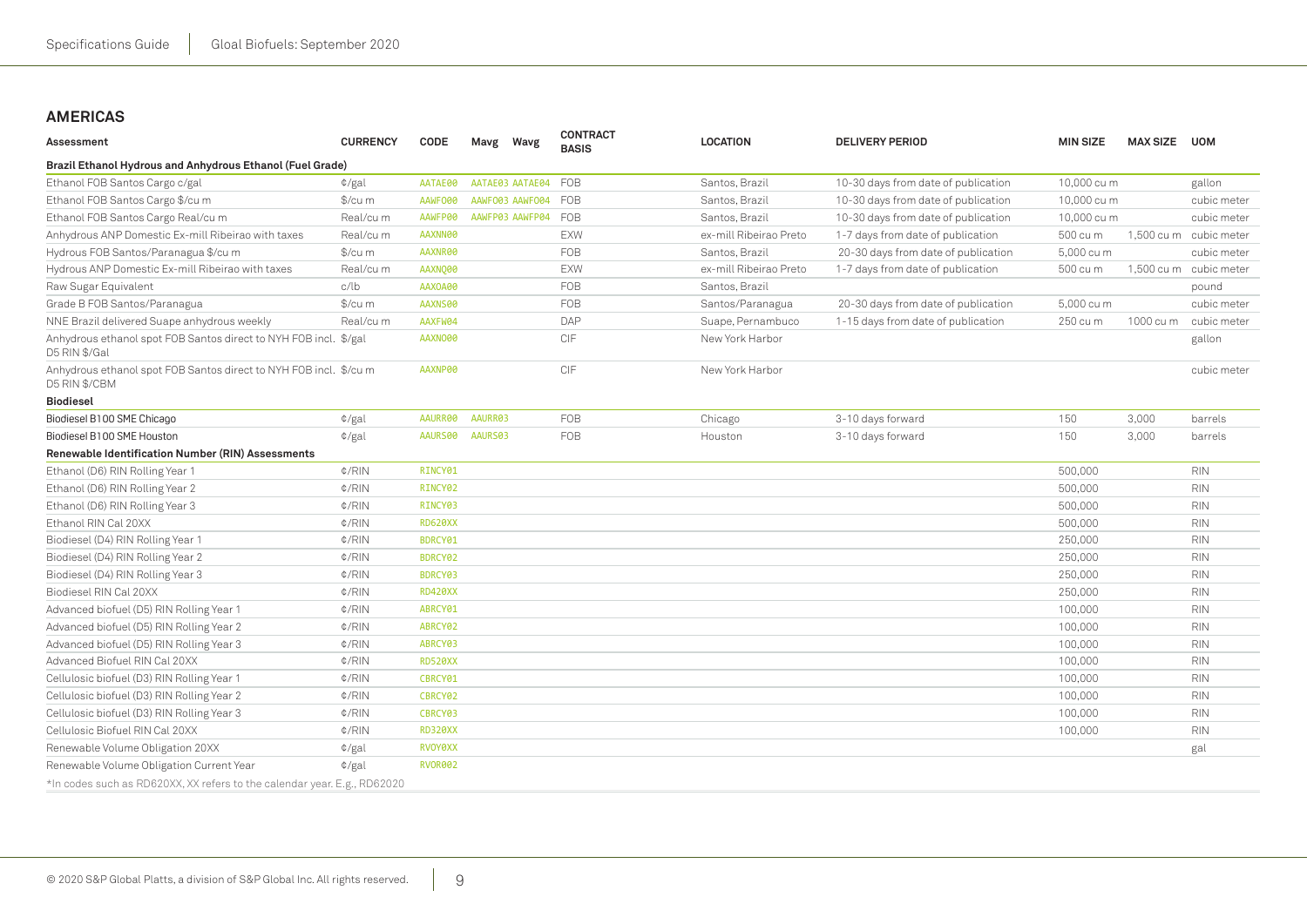## AMERICAS

| Assessment | CURRENCY | CODE | Mavg | Wavg | CONTRACT BASIS | LOCATION | DELIVERY PERIOD | MIN SIZE | MAX SIZE | UOM |
|---|---|---|---|---|---|---|---|---|---|---|
| **Brazil Ethanol Hydrous and Anhydrous Ethanol (Fuel Grade)** | | | | | | | | | | |
| Ethanol FOB Santos Cargo c/gal | ¢/gal | AATAE00 | AATAE03 | AATAE04 | FOB | Santos, Brazil | 10-30 days from date of publication | 10,000 cu m | | gallon |
| Ethanol FOB Santos Cargo $/cu m | $/cu m | AAWFO00 | AAWFO03 | AAWFO04 | FOB | Santos, Brazil | 10-30 days from date of publication | 10,000 cu m | | cubic meter |
| Ethanol FOB Santos Cargo Real/cu m | Real/cu m | AAWFP00 | AAWFP03 | AAWFP04 | FOB | Santos, Brazil | 10-30 days from date of publication | 10,000 cu m | | cubic meter |
| Anhydrous ANP Domestic Ex-mill Ribeirao with taxes | Real/cu m | AAXNN00 | | | EXW | ex-mill Ribeirao Preto | 1-7 days from date of publication | 500 cu m | 1,500 cu m | cubic meter |
| Hydrous FOB Santos/Paranagua $/cu m | $/cu m | AAXNR00 | | | FOB | Santos, Brazil | 20-30 days from date of publication | 5,000 cu m | | cubic meter |
| Hydrous ANP Domestic Ex-mill Ribeirao with taxes | Real/cu m | AAXNQ00 | | | EXW | ex-mill Ribeirao Preto | 1-7 days from date of publication | 500 cu m | 1,500 cu m | cubic meter |
| Raw Sugar Equivalent | c/lb | AAXOA00 | | | FOB | Santos, Brazil | | | | pound |
| Grade B FOB Santos/Paranagua | $/cu m | AAXNS00 | | | FOB | Santos/Paranagua | 20-30 days from date of publication | 5,000 cu m | | cubic meter |
| NNE Brazil delivered Suape anhydrous weekly | Real/cu m | AAXFW04 | | | DAP | Suape, Pernambuco | 1-15 days from date of publication | 250 cu m | 1000 cu m | cubic meter |
| Anhydrous ethanol spot FOB Santos direct to NYH FOB incl. D5 RIN $/Gal | $/gal | AAXNO00 | | | CIF | New York Harbor | | | | gallon |
| Anhydrous ethanol spot FOB Santos direct to NYH FOB incl. D5 RIN $/CBM | $/cu m | AAXNP00 | | | CIF | New York Harbor | | | | cubic meter |
| **Biodiesel** | | | | | | | | | | |
| Biodiesel B100 SME Chicago | ¢/gal | AAURR00 | AAURR03 | | FOB | Chicago | 3-10 days forward | 150 | 3,000 | barrels |
| Biodiesel B100 SME Houston | ¢/gal | AAURS00 | AAURS03 | | FOB | Houston | 3-10 days forward | 150 | 3,000 | barrels |
| **Renewable Identification Number (RIN) Assessments** | | | | | | | | | | |
| Ethanol (D6) RIN Rolling Year 1 | ¢/RIN | RINCY01 | | | | | | 500,000 | | RIN |
| Ethanol (D6) RIN Rolling Year 2 | ¢/RIN | RINCY02 | | | | | | 500,000 | | RIN |
| Ethanol (D6) RIN Rolling Year 3 | ¢/RIN | RINCY03 | | | | | | 500,000 | | RIN |
| Ethanol RIN Cal 20XX | ¢/RIN | RD620XX | | | | | | 500,000 | | RIN |
| Biodiesel (D4) RIN Rolling Year 1 | ¢/RIN | BDRCY01 | | | | | | 250,000 | | RIN |
| Biodiesel (D4) RIN Rolling Year 2 | ¢/RIN | BDRCY02 | | | | | | 250,000 | | RIN |
| Biodiesel (D4) RIN Rolling Year 3 | ¢/RIN | BDRCY03 | | | | | | 250,000 | | RIN |
| Biodiesel RIN Cal 20XX | ¢/RIN | RD420XX | | | | | | 250,000 | | RIN |
| Advanced biofuel (D5) RIN Rolling Year 1 | ¢/RIN | ABRCY01 | | | | | | 100,000 | | RIN |
| Advanced biofuel (D5) RIN Rolling Year 2 | ¢/RIN | ABRCY02 | | | | | | 100,000 | | RIN |
| Advanced biofuel (D5) RIN Rolling Year 3 | ¢/RIN | ABRCY03 | | | | | | 100,000 | | RIN |
| Advanced Biofuel RIN Cal 20XX | ¢/RIN | RD520XX | | | | | | 100,000 | | RIN |
| Cellulosic biofuel (D3) RIN Rolling Year 1 | ¢/RIN | CBRCY01 | | | | | | 100,000 | | RIN |
| Cellulosic biofuel (D3) RIN Rolling Year 2 | ¢/RIN | CBRCY02 | | | | | | 100,000 | | RIN |
| Cellulosic biofuel (D3) RIN Rolling Year 3 | ¢/RIN | CBRCY03 | | | | | | 100,000 | | RIN |
| Cellulosic Biofuel RIN Cal 20XX | ¢/RIN | RD320XX | | | | | | 100,000 | | RIN |
| Renewable Volume Obligation 20XX | ¢/gal | RVOY0XX | | | | | | | | gal |
| Renewable Volume Obligation Current Year | ¢/gal | RVOR002 | | | | | | | | |

*In codes such as RD620XX, XX refers to the calendar year. E.g., RD62020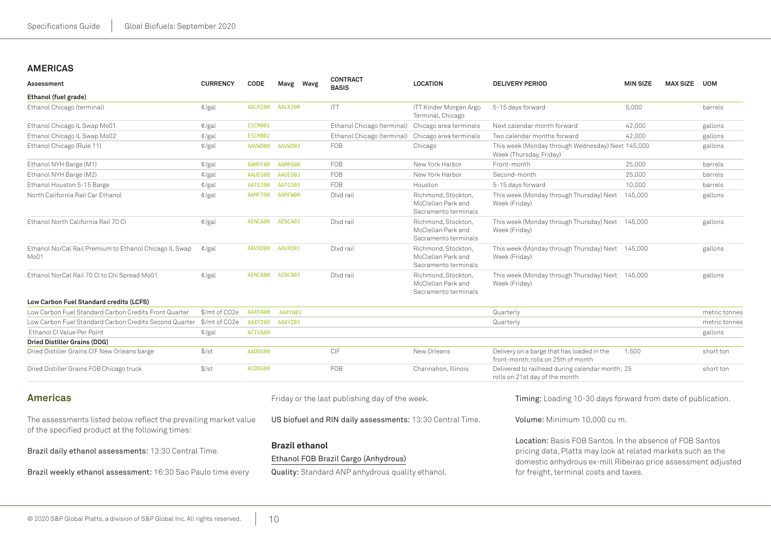## AMERICAS

| Assessment | CURRENCY | CODE | Mavg | Wavg | CONTRACT BASIS | LOCATION | DELIVERY PERIOD | MIN SIZE | MAX SIZE | UOM |
|---|---|---|---|---|---|---|---|---|---|---|
| **Ethanol (fuel grade)** | | | | | | | | | | |
| Ethanol Chicago (terminal) | ¢/gal | AALRI00 | AALRJ00 | | ITT | ITT Kinder Morgan Argo Terminal, Chicago | 5-15 days forward | 5,000 | | barrels |
| Ethanol Chicago IL Swap Mo01 | ¢/gal | ESCM001 | | | Ethanol Chicago (terminal) | Chicago area terminals | Next calendar month forward | 42,000 | | gallons |
| Ethanol Chicago IL Swap Mo02 | ¢/gal | ESCM002 | | | Ethanol Chicago (terminal) | Chicago area terminals | Two calendar months forward | 42,000 | | gallons |
| Ethanol Chicago (Rule 11) | ¢/gal | AAVWD00 | AAVWD03 | | FOB | Chicago | This week (Monday through Wednesday) Next Week (Thursday, Friday) | 145,000 | | gallons |
| Ethanol NYH Barge (M1) | ¢/gal | AAMPF00 | AAMPG00 | | FOB | New York Harbor | Front-month | 25,000 | | barrels |
| Ethanol NYH Barge (M2) | ¢/gal | AAUEG00 | AAUEG03 | | FOB | New York Harbor | Second-month | 25,000 | | barrels |
| Ethanol Houston 5-15 Barge | ¢/gal | AATGJ00 | AATGJ03 | | FOB | Houston | 5-15 days forward | 10,000 | | barrels |
| North California Rail Car Ethanol | ¢/gal | AAMFT00 | AAMFW00 | | Dlvd rail | Richmond, Stockton, McClellan Park and Sacramento terminals | This week (Monday through Thursday) Next Week (Friday) | 145,000 | | gallons |
| Ethanol North California Rail 70 CI | ¢/gal | AENCA00 | AENCA03 | | Dlvd rail | Richmond, Stockton, McClellan Park and Sacramento terminals | This week (Monday through Thursday) Next Week (Friday) | 145,000 | | gallons |
| Ethanol NorCal Rail Premium to Ethanol Chicago IL Swap Mo01 | ¢/gal | AAVXD00 | AAVXD03 | | Dlvd rail | Richmond, Stockton, McClellan Park and Sacramento terminals | This week (Monday through Thursday) Next Week (Friday) | 145,000 | | gallons |
| Ethanol NorCal Rail 70 CI to Chi Spread Mo01 | ¢/gal | AENCB00 | AENCB03 | | Dlvd rail | Richmond, Stockton, McClellan Park and Sacramento terminals | This week (Monday through Thursday) Next Week (Friday) | 145,000 | | gallons |
| **Low Carbon Fuel Standard credits (LCFS)** | | | | | | | | | | |
| Low Carbon Fuel Standard Carbon Credits Front Quarter | $/mt of CO2e | AAXYA00 | AAXYA03 | | | | Quarterly | | | metric tonnes |
| Low Carbon Fuel Standard Carbon Credits Second Quarter | $/mt of CO2e | AAXYZ00 | AAXYZ03 | | | | Quarterly | | | metric tonnes |
| Ethanol CI Value Per Point | ¢/gal | ACIVA00 | | | | | | | | gallons |
| **Dried Distiller Grains (DDG)** | | | | | | | | | | |
| Dried Distiller Grains CIF New Orleans barge | $/st | AADDG00 | | | CIF | New Orleans | Delivery on a barge that has loaded in the front-month; rolls on 25th of month | 1,500 | | short ton |
| Dried Distiller Grains FOB Chicago truck | $/st | ACDDG00 | | | FOB | Channahon, Illinois | Delivered to railhead during calendar month; rolls on 21st day of the month | 25 | | short ton |

## Americas

The assessments listed below reflect the prevailing market value of the specified product at the following times:

Brazil daily ethanol assessments: 13:30 Central Time.

Brazil weekly ethanol assessment: 16:30 Sao Paulo time every Friday or the last publishing day of the week.

US biofuel and RIN daily assessments: 13:30 Central Time.

### Brazil ethanol

Ethanol FOB Brazil Cargo (Anhydrous)

Quality: Standard ANP anhydrous quality ethanol.

Timing: Loading 10-30 days forward from date of publication.

Volume: Minimum 10,000 cu m.

Location: Basis FOB Santos. In the absence of FOB Santos pricing data, Platts may look at related markets such as the domestic anhydrous ex-mill Ribeirao price assessment adjusted for freight, terminal costs and taxes.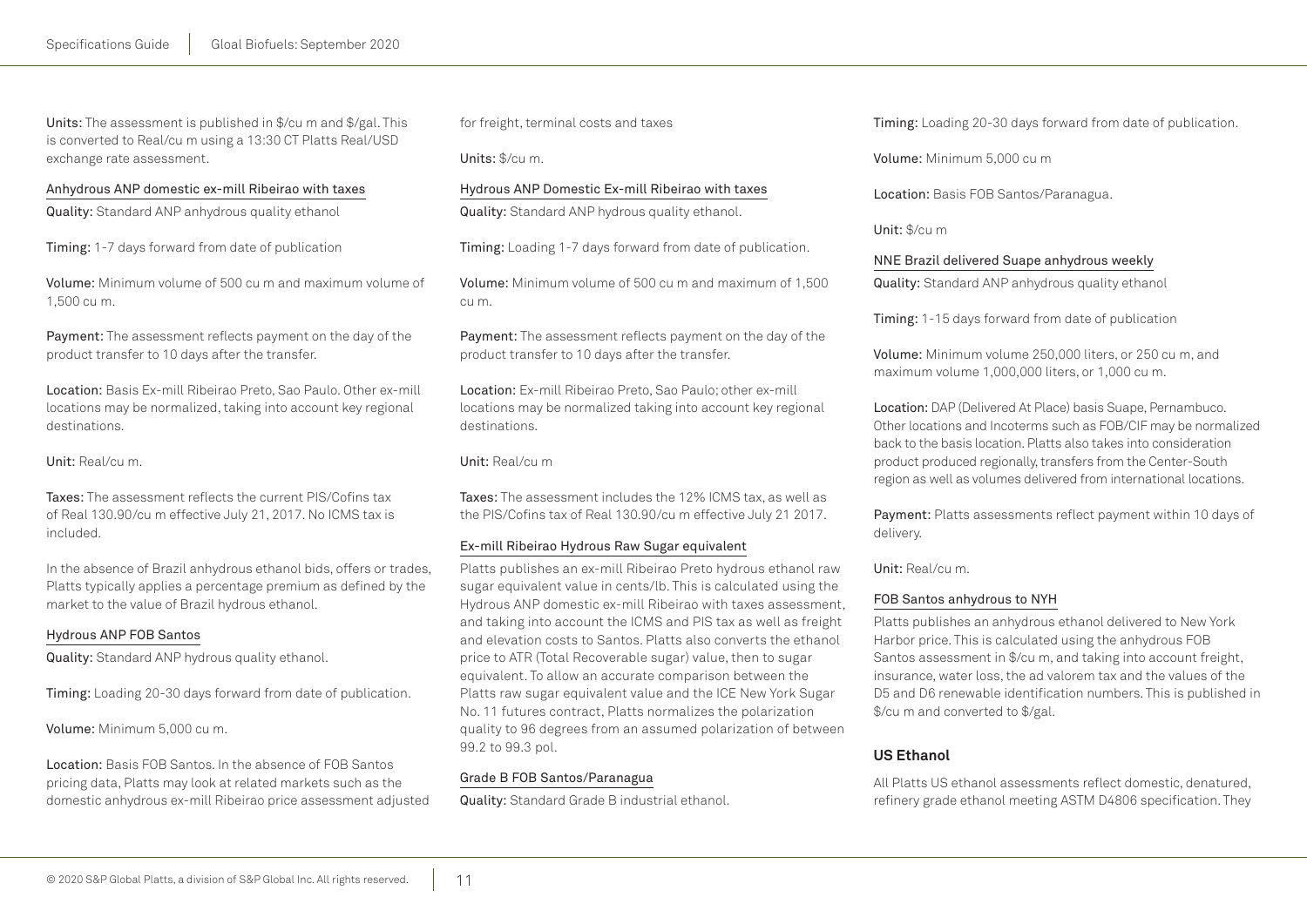**Units:** The assessment is published in \$/cu m and \$/gal. This is converted to Real/cu m using a 13:30 CT Platts Real/USD exchange rate assessment.

### Anhydrous ANP domestic ex-mill Ribeirao with taxes

**Quality:** Standard ANP anhydrous quality ethanol

**Timing:** 1-7 days forward from date of publication

**Volume:** Minimum volume of 500 cu m and maximum volume of 1,500 cu m.

**Payment:** The assessment reflects payment on the day of the product transfer to 10 days after the transfer.

**Location:** Basis Ex-mill Ribeirao Preto, Sao Paulo. Other ex-mill locations may be normalized, taking into account key regional destinations.

**Unit:** Real/cu m.

**Taxes:** The assessment reflects the current PIS/Cofins tax of Real 130.90/cu m effective July 21, 2017. No ICMS tax is included.

In the absence of Brazil anhydrous ethanol bids, offers or trades, Platts typically applies a percentage premium as defined by the market to the value of Brazil hydrous ethanol.

### Hydrous ANP FOB Santos

**Quality:** Standard ANP hydrous quality ethanol.

**Timing:** Loading 20-30 days forward from date of publication.

**Volume:** Minimum 5,000 cu m.

**Location:** Basis FOB Santos. In the absence of FOB Santos pricing data, Platts may look at related markets such as the domestic anhydrous ex-mill Ribeirao price assessment adjusted for freight, terminal costs and taxes

**Units:** \$/cu m.

### Hydrous ANP Domestic Ex-mill Ribeirao with taxes

**Quality:** Standard ANP hydrous quality ethanol.

**Timing:** Loading 1-7 days forward from date of publication.

**Volume:** Minimum volume of 500 cu m and maximum of 1,500 cu m.

**Payment:** The assessment reflects payment on the day of the product transfer to 10 days after the transfer.

**Location:** Ex-mill Ribeirao Preto, Sao Paulo; other ex-mill locations may be normalized taking into account key regional destinations.

**Unit:** Real/cu m

**Taxes:** The assessment includes the 12% ICMS tax, as well as the PIS/Cofins tax of Real 130.90/cu m effective July 21 2017.

### Ex-mill Ribeirao Hydrous Raw Sugar equivalent

Platts publishes an ex-mill Ribeirao Preto hydrous ethanol raw sugar equivalent value in cents/lb. This is calculated using the Hydrous ANP domestic ex-mill Ribeirao with taxes assessment, and taking into account the ICMS and PIS tax as well as freight and elevation costs to Santos. Platts also converts the ethanol price to ATR (Total Recoverable sugar) value, then to sugar equivalent. To allow an accurate comparison between the Platts raw sugar equivalent value and the ICE New York Sugar No. 11 futures contract, Platts normalizes the polarization quality to 96 degrees from an assumed polarization of between 99.2 to 99.3 pol.

### Grade B FOB Santos/Paranagua

**Quality:** Standard Grade B industrial ethanol.

**Timing:** Loading 20-30 days forward from date of publication.

**Volume:** Minimum 5,000 cu m

**Location:** Basis FOB Santos/Paranagua.

**Unit:** \$/cu m

### NNE Brazil delivered Suape anhydrous weekly

**Quality:** Standard ANP anhydrous quality ethanol

**Timing:** 1-15 days forward from date of publication

**Volume:** Minimum volume 250,000 liters, or 250 cu m, and maximum volume 1,000,000 liters, or 1,000 cu m.

**Location:** DAP (Delivered At Place) basis Suape, Pernambuco. Other locations and Incoterms such as FOB/CIF may be normalized back to the basis location. Platts also takes into consideration product produced regionally, transfers from the Center-South region as well as volumes delivered from international locations.

**Payment:** Platts assessments reflect payment within 10 days of delivery.

**Unit:** Real/cu m.

### FOB Santos anhydrous to NYH

Platts publishes an anhydrous ethanol delivered to New York Harbor price. This is calculated using the anhydrous FOB Santos assessment in \$/cu m, and taking into account freight, insurance, water loss, the ad valorem tax and the values of the D5 and D6 renewable identification numbers. This is published in \$/cu m and converted to \$/gal.

## US Ethanol

All Platts US ethanol assessments reflect domestic, denatured, refinery grade ethanol meeting ASTM D4806 specification. They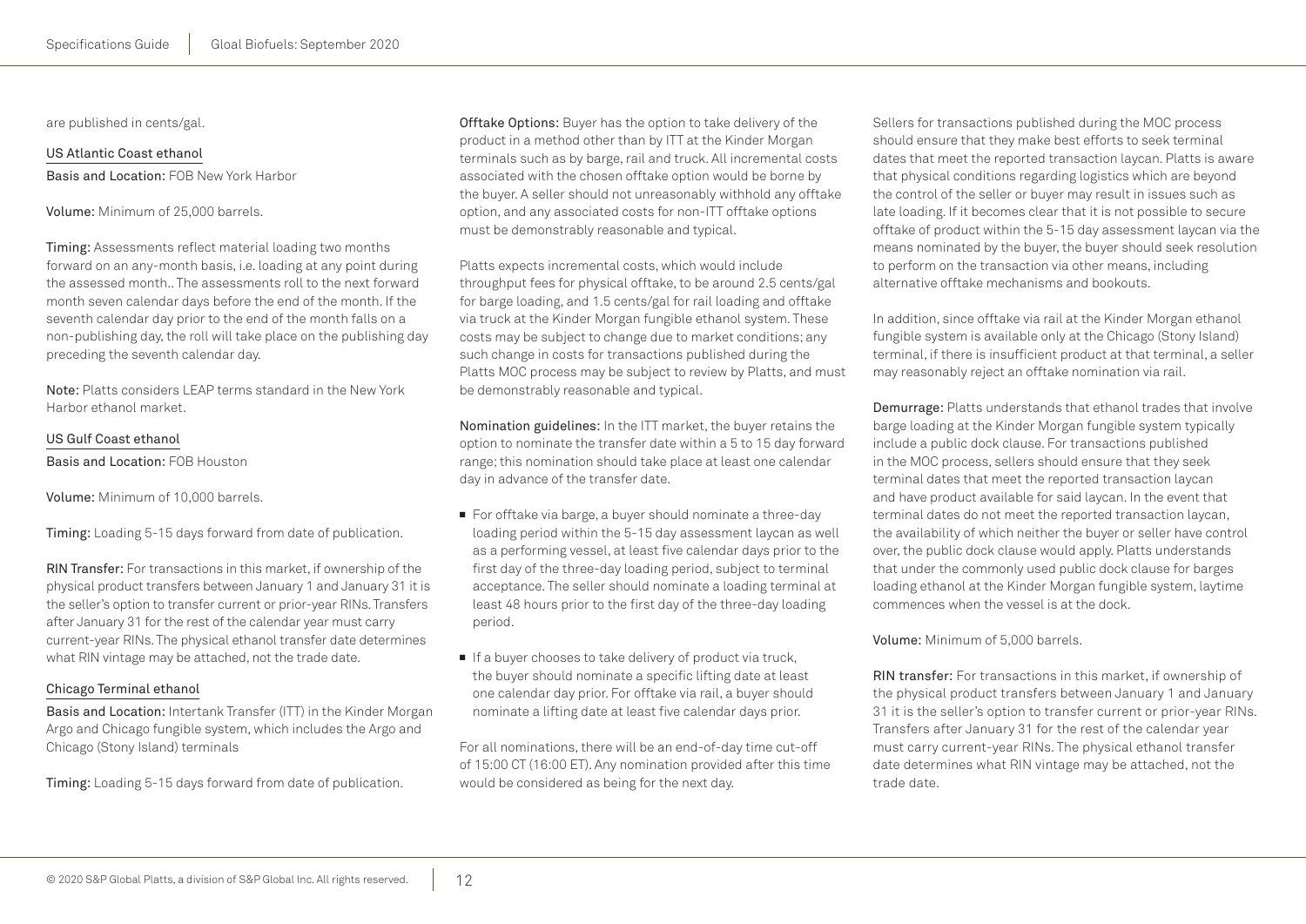are published in cents/gal.

### US Atlantic Coast ethanol

**Basis and Location:** FOB New York Harbor

**Volume:** Minimum of 25,000 barrels.

**Timing:** Assessments reflect material loading two months forward on an any-month basis, i.e. loading at any point during the assessed month.. The assessments roll to the next forward month seven calendar days before the end of the month. If the seventh calendar day prior to the end of the month falls on a non-publishing day, the roll will take place on the publishing day preceding the seventh calendar day.

**Note:** Platts considers LEAP terms standard in the New York Harbor ethanol market.

### US Gulf Coast ethanol

**Basis and Location:** FOB Houston

**Volume:** Minimum of 10,000 barrels.

**Timing:** Loading 5-15 days forward from date of publication.

**RIN Transfer:** For transactions in this market, if ownership of the physical product transfers between January 1 and January 31 it is the seller's option to transfer current or prior-year RINs. Transfers after January 31 for the rest of the calendar year must carry current-year RINs. The physical ethanol transfer date determines what RIN vintage may be attached, not the trade date.

### Chicago Terminal ethanol

**Basis and Location:** Intertank Transfer (ITT) in the Kinder Morgan Argo and Chicago fungible system, which includes the Argo and Chicago (Stony Island) terminals

**Timing:** Loading 5-15 days forward from date of publication.

**Offtake Options:** Buyer has the option to take delivery of the product in a method other than by ITT at the Kinder Morgan terminals such as by barge, rail and truck. All incremental costs associated with the chosen offtake option would be borne by the buyer. A seller should not unreasonably withhold any offtake option, and any associated costs for non-ITT offtake options must be demonstrably reasonable and typical.

Platts expects incremental costs, which would include throughput fees for physical offtake, to be around 2.5 cents/gal for barge loading, and 1.5 cents/gal for rail loading and offtake via truck at the Kinder Morgan fungible ethanol system. These costs may be subject to change due to market conditions; any such change in costs for transactions published during the Platts MOC process may be subject to review by Platts, and must be demonstrably reasonable and typical.

**Nomination guidelines:** In the ITT market, the buyer retains the option to nominate the transfer date within a 5 to 15 day forward range; this nomination should take place at least one calendar day in advance of the transfer date.

- For offtake via barge, a buyer should nominate a three-day loading period within the 5-15 day assessment laycan as well as a performing vessel, at least five calendar days prior to the first day of the three-day loading period, subject to terminal acceptance. The seller should nominate a loading terminal at least 48 hours prior to the first day of the three-day loading period.
- If a buyer chooses to take delivery of product via truck, the buyer should nominate a specific lifting date at least one calendar day prior. For offtake via rail, a buyer should nominate a lifting date at least five calendar days prior.

For all nominations, there will be an end-of-day time cut-off of 15:00 CT (16:00 ET). Any nomination provided after this time would be considered as being for the next day.

Sellers for transactions published during the MOC process should ensure that they make best efforts to seek terminal dates that meet the reported transaction laycan. Platts is aware that physical conditions regarding logistics which are beyond the control of the seller or buyer may result in issues such as late loading. If it becomes clear that it is not possible to secure offtake of product within the 5-15 day assessment laycan via the means nominated by the buyer, the buyer should seek resolution to perform on the transaction via other means, including alternative offtake mechanisms and bookouts.

In addition, since offtake via rail at the Kinder Morgan ethanol fungible system is available only at the Chicago (Stony Island) terminal, if there is insufficient product at that terminal, a seller may reasonably reject an offtake nomination via rail.

**Demurrage:** Platts understands that ethanol trades that involve barge loading at the Kinder Morgan fungible system typically include a public dock clause. For transactions published in the MOC process, sellers should ensure that they seek terminal dates that meet the reported transaction laycan and have product available for said laycan. In the event that terminal dates do not meet the reported transaction laycan, the availability of which neither the buyer or seller have control over, the public dock clause would apply. Platts understands that under the commonly used public dock clause for barges loading ethanol at the Kinder Morgan fungible system, laytime commences when the vessel is at the dock.

**Volume:** Minimum of 5,000 barrels.

**RIN transfer:** For transactions in this market, if ownership of the physical product transfers between January 1 and January 31 it is the seller's option to transfer current or prior-year RINs. Transfers after January 31 for the rest of the calendar year must carry current-year RINs. The physical ethanol transfer date determines what RIN vintage may be attached, not the trade date.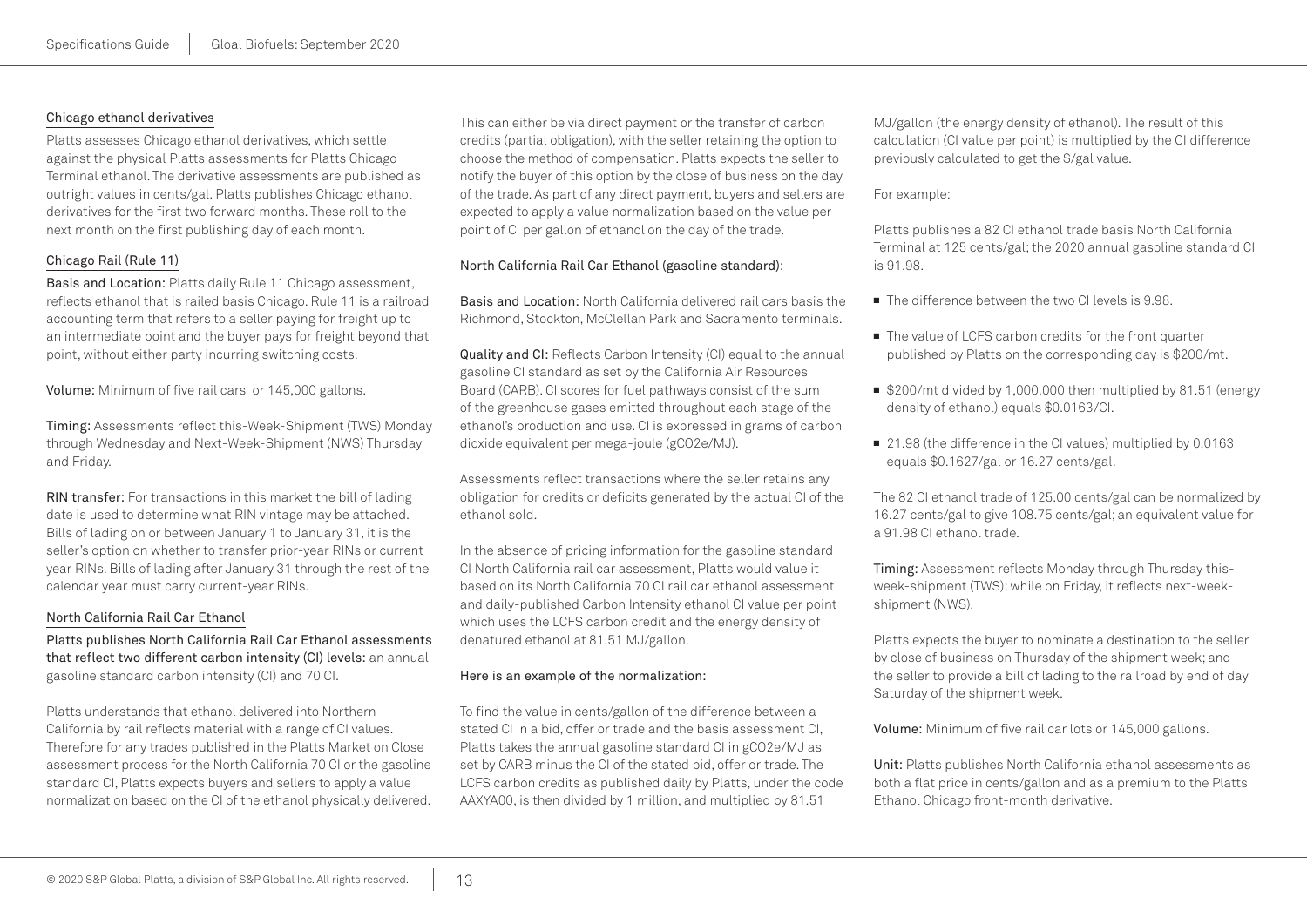### Chicago ethanol derivatives

Platts assesses Chicago ethanol derivatives, which settle against the physical Platts assessments for Platts Chicago Terminal ethanol. The derivative assessments are published as outright values in cents/gal. Platts publishes Chicago ethanol derivatives for the first two forward months. These roll to the next month on the first publishing day of each month.

### Chicago Rail (Rule 11)

**Basis and Location:** Platts daily Rule 11 Chicago assessment, reflects ethanol that is railed basis Chicago. Rule 11 is a railroad accounting term that refers to a seller paying for freight up to an intermediate point and the buyer pays for freight beyond that point, without either party incurring switching costs.

**Volume:** Minimum of five rail cars or 145,000 gallons.

**Timing:** Assessments reflect this-Week-Shipment (TWS) Monday through Wednesday and Next-Week-Shipment (NWS) Thursday and Friday.

**RIN transfer:** For transactions in this market the bill of lading date is used to determine what RIN vintage may be attached. Bills of lading on or between January 1 to January 31, it is the seller's option on whether to transfer prior-year RINs or current year RINs. Bills of lading after January 31 through the rest of the calendar year must carry current-year RINs.

### North California Rail Car Ethanol

**Platts publishes North California Rail Car Ethanol assessments that reflect two different carbon intensity (CI) levels:** an annual gasoline standard carbon intensity (CI) and 70 CI.

Platts understands that ethanol delivered into Northern California by rail reflects material with a range of CI values. Therefore for any trades published in the Platts Market on Close assessment process for the North California 70 CI or the gasoline standard CI, Platts expects buyers and sellers to apply a value normalization based on the CI of the ethanol physically delivered. This can either be via direct payment or the transfer of carbon credits (partial obligation), with the seller retaining the option to choose the method of compensation. Platts expects the seller to notify the buyer of this option by the close of business on the day of the trade. As part of any direct payment, buyers and sellers are expected to apply a value normalization based on the value per point of CI per gallon of ethanol on the day of the trade.

**North California Rail Car Ethanol (gasoline standard):**

**Basis and Location:** North California delivered rail cars basis the Richmond, Stockton, McClellan Park and Sacramento terminals.

**Quality and CI:** Reflects Carbon Intensity (CI) equal to the annual gasoline CI standard as set by the California Air Resources Board (CARB). CI scores for fuel pathways consist of the sum of the greenhouse gases emitted throughout each stage of the ethanol's production and use. CI is expressed in grams of carbon dioxide equivalent per mega-joule ($gCO_2e/MJ$).

Assessments reflect transactions where the seller retains any obligation for credits or deficits generated by the actual CI of the ethanol sold.

In the absence of pricing information for the gasoline standard CI North California rail car assessment, Platts would value it based on its North California 70 CI rail car ethanol assessment and daily-published Carbon Intensity ethanol CI value per point which uses the LCFS carbon credit and the energy density of denatured ethanol at 81.51 MJ/gallon.

**Here is an example of the normalization:**

To find the value in cents/gallon of the difference between a stated CI in a bid, offer or trade and the basis assessment CI, Platts takes the annual gasoline standard CI in $gCO_2e/MJ$ as set by CARB minus the CI of the stated bid, offer or trade. The LCFS carbon credits as published daily by Platts, under the code AAXYA00, is then divided by 1 million, and multiplied by 81.51 MJ/gallon (the energy density of ethanol). The result of this calculation (CI value per point) is multiplied by the CI difference previously calculated to get the $/gal value.

For example:

Platts publishes a 82 CI ethanol trade basis North California Terminal at 125 cents/gal; the 2020 annual gasoline standard CI is 91.98.

- The difference between the two CI levels is 9.98.
- The value of LCFS carbon credits for the front quarter published by Platts on the corresponding day is $200/mt.
- $200/mt divided by 1,000,000 then multiplied by 81.51 (energy density of ethanol) equals $0.0163/CI.
- 21.98 (the difference in the CI values) multiplied by 0.0163 equals $0.1627/gal or 16.27 cents/gal.

The 82 CI ethanol trade of 125.00 cents/gal can be normalized by 16.27 cents/gal to give 108.75 cents/gal; an equivalent value for a 91.98 CI ethanol trade.

**Timing:** Assessment reflects Monday through Thursday this-week-shipment (TWS); while on Friday, it reflects next-week-shipment (NWS).

Platts expects the buyer to nominate a destination to the seller by close of business on Thursday of the shipment week; and the seller to provide a bill of lading to the railroad by end of day Saturday of the shipment week.

**Volume:** Minimum of five rail car lots or 145,000 gallons.

**Unit:** Platts publishes North California ethanol assessments as both a flat price in cents/gallon and as a premium to the Platts Ethanol Chicago front-month derivative.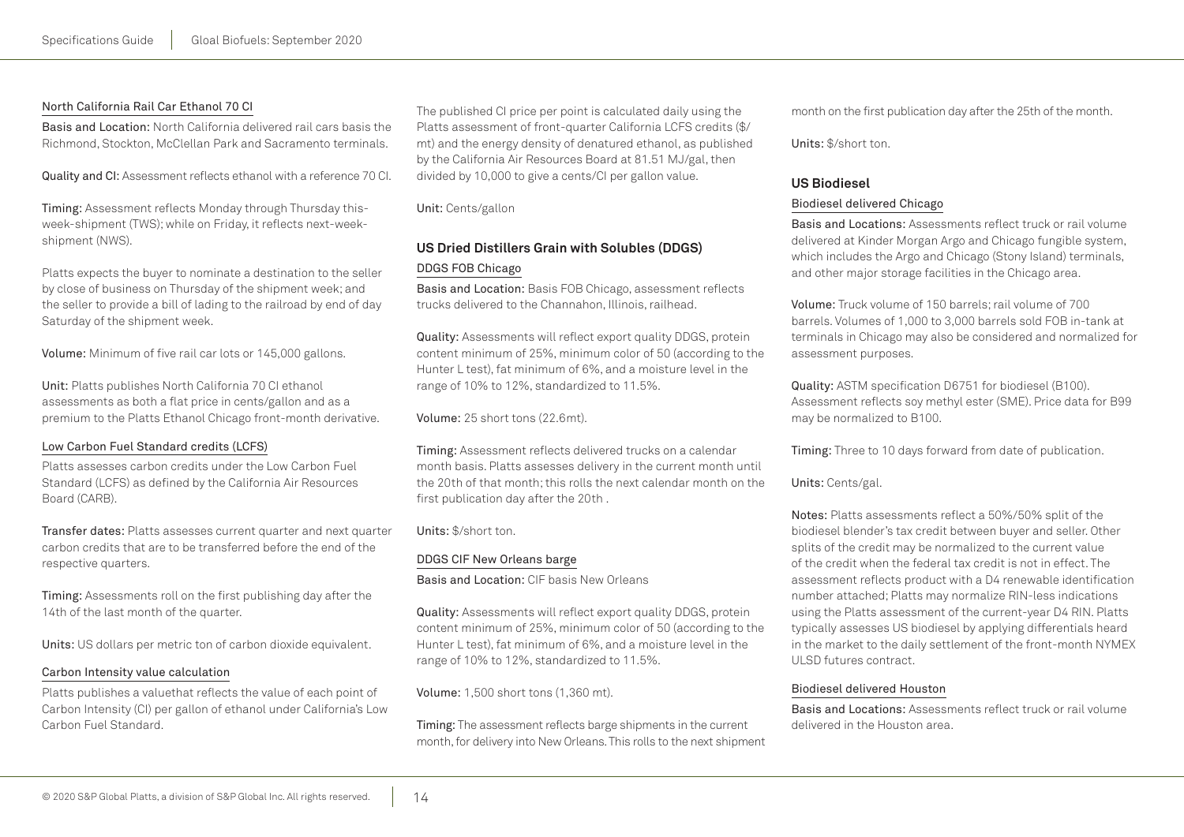#### North California Rail Car Ethanol 70 CI

**Basis and Location:** North California delivered rail cars basis the Richmond, Stockton, McClellan Park and Sacramento terminals.

**Quality and CI:** Assessment reflects ethanol with a reference 70 CI.

**Timing:** Assessment reflects Monday through Thursday this-week-shipment (TWS); while on Friday, it reflects next-week-shipment (NWS).

Platts expects the buyer to nominate a destination to the seller by close of business on Thursday of the shipment week; and the seller to provide a bill of lading to the railroad by end of day Saturday of the shipment week.

**Volume:** Minimum of five rail car lots or 145,000 gallons.

**Unit:** Platts publishes North California 70 CI ethanol assessments as both a flat price in cents/gallon and as a premium to the Platts Ethanol Chicago front-month derivative.

#### Low Carbon Fuel Standard credits (LCFS)

Platts assesses carbon credits under the Low Carbon Fuel Standard (LCFS) as defined by the California Air Resources Board (CARB).

**Transfer dates:** Platts assesses current quarter and next quarter carbon credits that are to be transferred before the end of the respective quarters.

**Timing:** Assessments roll on the first publishing day after the 14th of the last month of the quarter.

**Units:** US dollars per metric ton of carbon dioxide equivalent.

#### Carbon Intensity value calculation

Platts publishes a valuethat reflects the value of each point of Carbon Intensity (CI) per gallon of ethanol under California's Low Carbon Fuel Standard.

The published CI price per point is calculated daily using the Platts assessment of front-quarter California LCFS credits ($/mt) and the energy density of denatured ethanol, as published by the California Air Resources Board at 81.51 MJ/gal, then divided by 10,000 to give a cents/CI per gallon value.

**Unit:** Cents/gallon

### US Dried Distillers Grain with Solubles (DDGS)

#### DDGS FOB Chicago

**Basis and Location:** Basis FOB Chicago, assessment reflects trucks delivered to the Channahon, Illinois, railhead.

**Quality:** Assessments will reflect export quality DDGS, protein content minimum of 25%, minimum color of 50 (according to the Hunter L test), fat minimum of 6%, and a moisture level in the range of 10% to 12%, standardized to 11.5%.

**Volume:** 25 short tons (22.6mt).

**Timing:** Assessment reflects delivered trucks on a calendar month basis. Platts assesses delivery in the current month until the 20th of that month; this rolls the next calendar month on the first publication day after the 20th .

**Units:** $/short ton.

#### DDGS CIF New Orleans barge

**Basis and Location:** CIF basis New Orleans

**Quality:** Assessments will reflect export quality DDGS, protein content minimum of 25%, minimum color of 50 (according to the Hunter L test), fat minimum of 6%, and a moisture level in the range of 10% to 12%, standardized to 11.5%.

**Volume:** 1,500 short tons (1,360 mt).

**Timing:** The assessment reflects barge shipments in the current month, for delivery into New Orleans. This rolls to the next shipment month on the first publication day after the 25th of the month.

**Units:** $/short ton.

### US Biodiesel

#### Biodiesel delivered Chicago

**Basis and Locations:** Assessments reflect truck or rail volume delivered at Kinder Morgan Argo and Chicago fungible system, which includes the Argo and Chicago (Stony Island) terminals, and other major storage facilities in the Chicago area.

**Volume:** Truck volume of 150 barrels; rail volume of 700 barrels. Volumes of 1,000 to 3,000 barrels sold FOB in-tank at terminals in Chicago may also be considered and normalized for assessment purposes.

**Quality:** ASTM specification D6751 for biodiesel (B100). Assessment reflects soy methyl ester (SME). Price data for B99 may be normalized to B100.

**Timing:** Three to 10 days forward from date of publication.

**Units:** Cents/gal.

**Notes:** Platts assessments reflect a 50%/50% split of the biodiesel blender's tax credit between buyer and seller. Other splits of the credit may be normalized to the current value of the credit when the federal tax credit is not in effect. The assessment reflects product with a D4 renewable identification number attached; Platts may normalize RIN-less indications using the Platts assessment of the current-year D4 RIN. Platts typically assesses US biodiesel by applying differentials heard in the market to the daily settlement of the front-month NYMEX ULSD futures contract.

#### Biodiesel delivered Houston

**Basis and Locations:** Assessments reflect truck or rail volume delivered in the Houston area.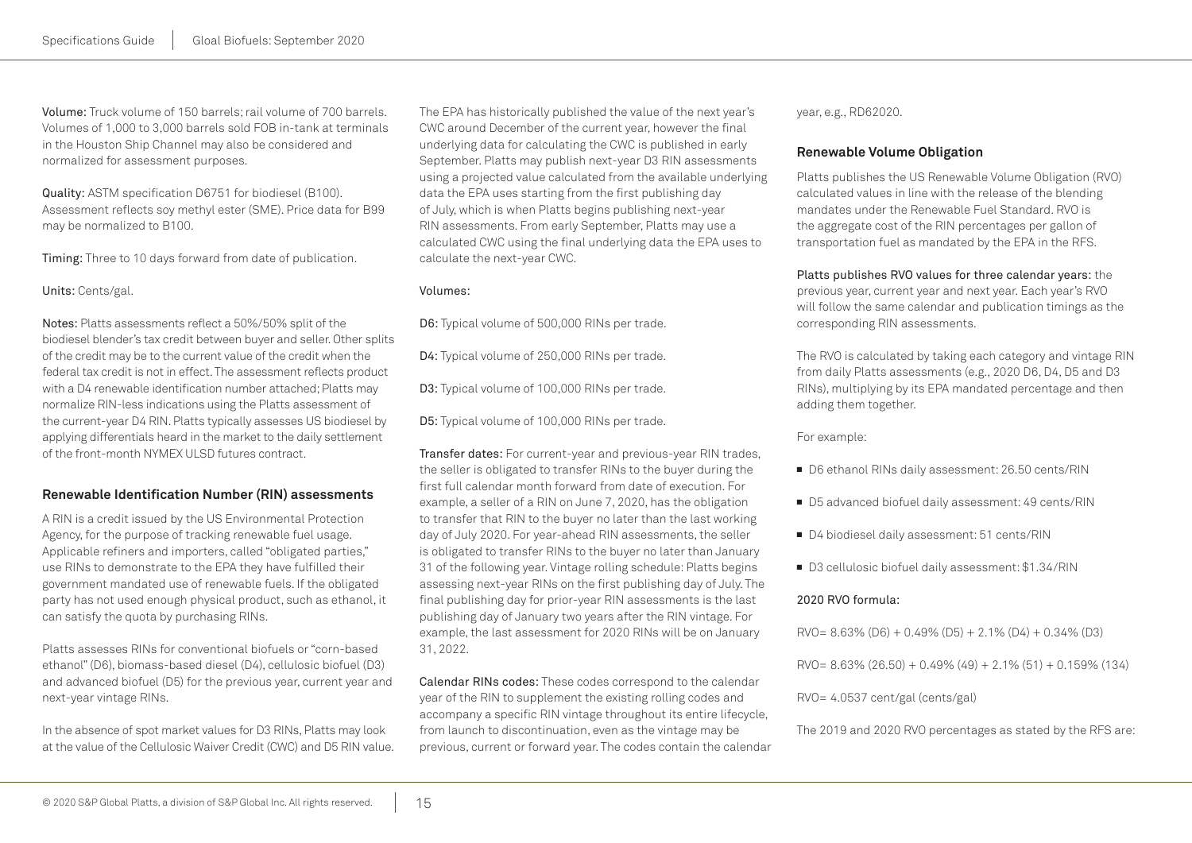Volume: Truck volume of 150 barrels; rail volume of 700 barrels. Volumes of 1,000 to 3,000 barrels sold FOB in-tank at terminals in the Houston Ship Channel may also be considered and normalized for assessment purposes.

Quality: ASTM specification D6751 for biodiesel (B100). Assessment reflects soy methyl ester (SME). Price data for B99 may be normalized to B100.

Timing: Three to 10 days forward from date of publication.

Units: Cents/gal.

Notes: Platts assessments reflect a 50%/50% split of the biodiesel blender's tax credit between buyer and seller. Other splits of the credit may be to the current value of the credit when the federal tax credit is not in effect. The assessment reflects product with a D4 renewable identification number attached; Platts may normalize RIN-less indications using the Platts assessment of the current-year D4 RIN. Platts typically assesses US biodiesel by applying differentials heard in the market to the daily settlement of the front-month NYMEX ULSD futures contract.

### Renewable Identification Number (RIN) assessments

A RIN is a credit issued by the US Environmental Protection Agency, for the purpose of tracking renewable fuel usage. Applicable refiners and importers, called "obligated parties," use RINs to demonstrate to the EPA they have fulfilled their government mandated use of renewable fuels. If the obligated party has not used enough physical product, such as ethanol, it can satisfy the quota by purchasing RINs.

Platts assesses RINs for conventional biofuels or "corn-based ethanol" (D6), biomass-based diesel (D4), cellulosic biofuel (D3) and advanced biofuel (D5) for the previous year, current year and next-year vintage RINs.

In the absence of spot market values for D3 RINs, Platts may look at the value of the Cellulosic Waiver Credit (CWC) and D5 RIN value. The EPA has historically published the value of the next year's CWC around December of the current year, however the final underlying data for calculating the CWC is published in early September. Platts may publish next-year D3 RIN assessments using a projected value calculated from the available underlying data the EPA uses starting from the first publishing day of July, which is when Platts begins publishing next-year RIN assessments. From early September, Platts may use a calculated CWC using the final underlying data the EPA uses to calculate the next-year CWC.

Volumes:

D6: Typical volume of 500,000 RINs per trade.

D4: Typical volume of 250,000 RINs per trade.

D3: Typical volume of 100,000 RINs per trade.

D5: Typical volume of 100,000 RINs per trade.

Transfer dates: For current-year and previous-year RIN trades, the seller is obligated to transfer RINs to the buyer during the first full calendar month forward from date of execution. For example, a seller of a RIN on June 7, 2020, has the obligation to transfer that RIN to the buyer no later than the last working day of July 2020. For year-ahead RIN assessments, the seller is obligated to transfer RINs to the buyer no later than January 31 of the following year. Vintage rolling schedule: Platts begins assessing next-year RINs on the first publishing day of July. The final publishing day for prior-year RIN assessments is the last publishing day of January two years after the RIN vintage. For example, the last assessment for 2020 RINs will be on January 31, 2022.

Calendar RINs codes: These codes correspond to the calendar year of the RIN to supplement the existing rolling codes and accompany a specific RIN vintage throughout its entire lifecycle, from launch to discontinuation, even as the vintage may be previous, current or forward year. The codes contain the calendar year, e.g., RD62020.

### Renewable Volume Obligation

Platts publishes the US Renewable Volume Obligation (RVO) calculated values in line with the release of the blending mandates under the Renewable Fuel Standard. RVO is the aggregate cost of the RIN percentages per gallon of transportation fuel as mandated by the EPA in the RFS.

Platts publishes RVO values for three calendar years: the previous year, current year and next year. Each year's RVO will follow the same calendar and publication timings as the corresponding RIN assessments.

The RVO is calculated by taking each category and vintage RIN from daily Platts assessments (e.g., 2020 D6, D4, D5 and D3 RINs), multiplying by its EPA mandated percentage and then adding them together.

For example:

- D6 ethanol RINs daily assessment: 26.50 cents/RIN
- D5 advanced biofuel daily assessment: 49 cents/RIN
- D4 biodiesel daily assessment: 51 cents/RIN
- D3 cellulosic biofuel daily assessment: $1.34/RIN

2020 RVO formula:

RVO= 8.63% (D6) + 0.49% (D5) + 2.1% (D4) + 0.34% (D3)

RVO= 8.63% (26.50) + 0.49% (49) + 2.1% (51) + 0.159% (134)

RVO= 4.0537 cent/gal (cents/gal)

The 2019 and 2020 RVO percentages as stated by the RFS are: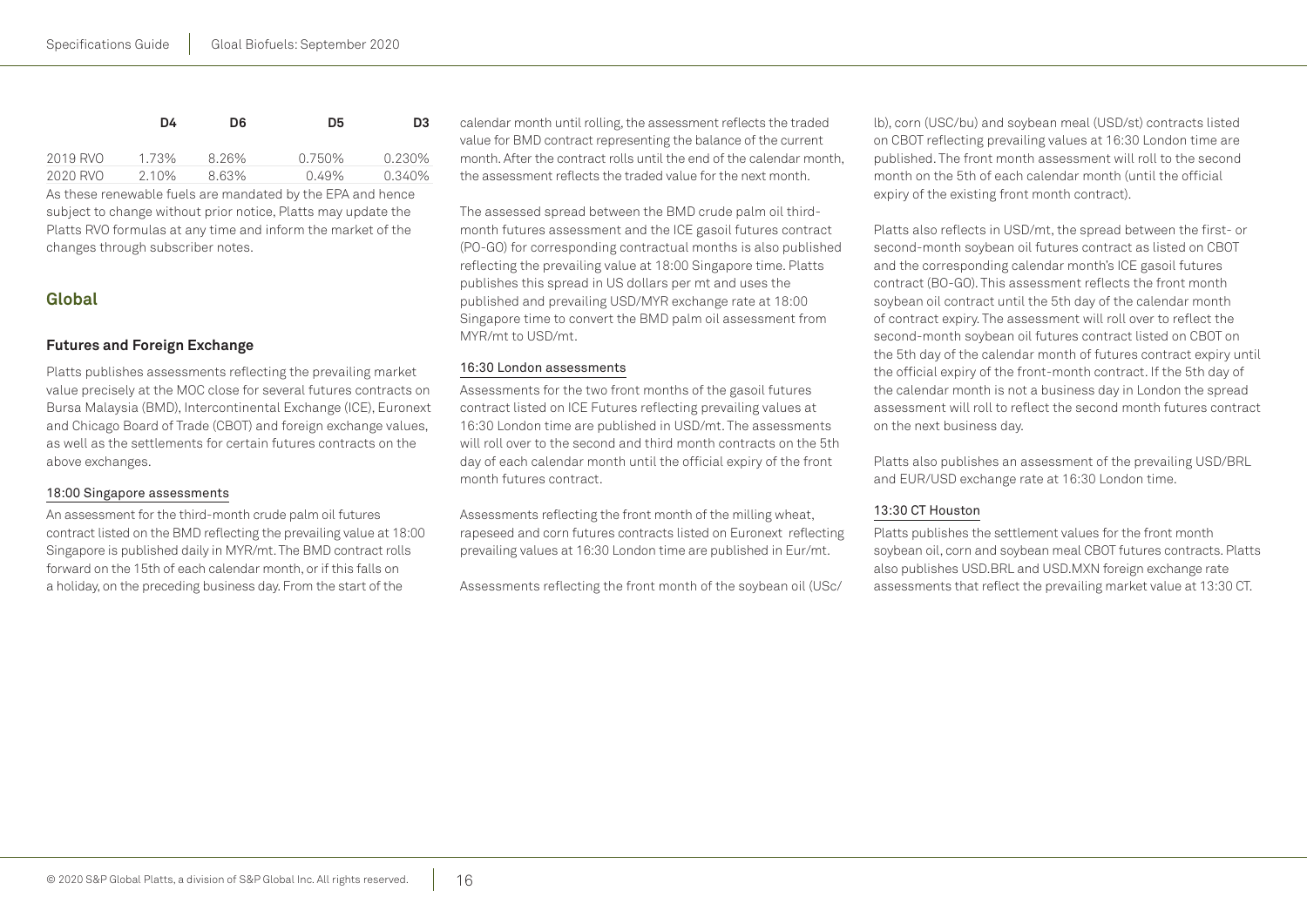| | D4 | D6 | D5 | D3 |
|---|---|---|---|---|
| 2019 RVO | 1.73% | 8.26% | 0.750% | 0.230% |
| 2020 RVO | 2.10% | 8.63% | 0.49% | 0.340% |

As these renewable fuels are mandated by the EPA and hence subject to change without prior notice, Platts may update the Platts RVO formulas at any time and inform the market of the changes through subscriber notes.

## Global

### Futures and Foreign Exchange

Platts publishes assessments reflecting the prevailing market value precisely at the MOC close for several futures contracts on Bursa Malaysia (BMD), Intercontinental Exchange (ICE), Euronext and Chicago Board of Trade (CBOT) and foreign exchange values, as well as the settlements for certain futures contracts on the above exchanges.

#### 18:00 Singapore assessments

An assessment for the third-month crude palm oil futures contract listed on the BMD reflecting the prevailing value at 18:00 Singapore is published daily in MYR/mt. The BMD contract rolls forward on the 15th of each calendar month, or if this falls on a holiday, on the preceding business day. From the start of the calendar month until rolling, the assessment reflects the traded value for BMD contract representing the balance of the current month. After the contract rolls until the end of the calendar month, the assessment reflects the traded value for the next month.

The assessed spread between the BMD crude palm oil third-month futures assessment and the ICE gasoil futures contract (PO-GO) for corresponding contractual months is also published reflecting the prevailing value at 18:00 Singapore time. Platts publishes this spread in US dollars per mt and uses the published and prevailing USD/MYR exchange rate at 18:00 Singapore time to convert the BMD palm oil assessment from MYR/mt to USD/mt.

#### 16:30 London assessments

Assessments for the two front months of the gasoil futures contract listed on ICE Futures reflecting prevailing values at 16:30 London time are published in USD/mt. The assessments will roll over to the second and third month contracts on the 5th day of each calendar month until the official expiry of the front month futures contract.

Assessments reflecting the front month of the milling wheat, rapeseed and corn futures contracts listed on Euronext reflecting prevailing values at 16:30 London time are published in Eur/mt.

Assessments reflecting the front month of the soybean oil (USc/lb), corn (USC/bu) and soybean meal (USD/st) contracts listed on CBOT reflecting prevailing values at 16:30 London time are published. The front month assessment will roll to the second month on the 5th of each calendar month (until the official expiry of the existing front month contract).

Platts also reflects in USD/mt, the spread between the first- or second-month soybean oil futures contract as listed on CBOT and the corresponding calendar month's ICE gasoil futures contract (BO-GO). This assessment reflects the front month soybean oil contract until the 5th day of the calendar month of contract expiry. The assessment will roll over to reflect the second-month soybean oil futures contract listed on CBOT on the 5th day of the calendar month of futures contract expiry until the official expiry of the front-month contract. If the 5th day of the calendar month is not a business day in London the spread assessment will roll to reflect the second month futures contract on the next business day.

Platts also publishes an assessment of the prevailing USD/BRL and EUR/USD exchange rate at 16:30 London time.

#### 13:30 CT Houston

Platts publishes the settlement values for the front month soybean oil, corn and soybean meal CBOT futures contracts. Platts also publishes USD.BRL and USD.MXN foreign exchange rate assessments that reflect the prevailing market value at 13:30 CT.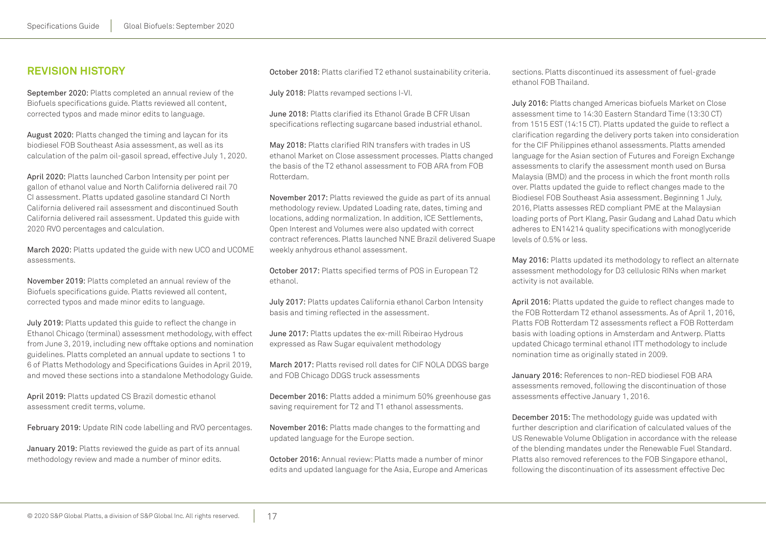## REVISION HISTORY

**September 2020:** Platts completed an annual review of the Biofuels specifications guide. Platts reviewed all content, corrected typos and made minor edits to language.

**August 2020:** Platts changed the timing and laycan for its biodiesel FOB Southeast Asia assessment, as well as its calculation of the palm oil-gasoil spread, effective July 1, 2020.

**April 2020:** Platts launched Carbon Intensity per point per gallon of ethanol value and North California delivered rail 70 CI assessment. Platts updated gasoline standard CI North California delivered rail assessment and discontinued South California delivered rail assessment. Updated this guide with 2020 RVO percentages and calculation.

**March 2020:** Platts updated the guide with new UCO and UCOME assessments.

**November 2019:** Platts completed an annual review of the Biofuels specifications guide. Platts reviewed all content, corrected typos and made minor edits to language.

**July 2019:** Platts updated this guide to reflect the change in Ethanol Chicago (terminal) assessment methodology, with effect from June 3, 2019, including new offtake options and nomination guidelines. Platts completed an annual update to sections 1 to 6 of Platts Methodology and Specifications Guides in April 2019, and moved these sections into a standalone Methodology Guide.

**April 2019:** Platts updated CS Brazil domestic ethanol assessment credit terms, volume.

**February 2019:** Update RIN code labelling and RVO percentages.

**January 2019:** Platts reviewed the guide as part of its annual methodology review and made a number of minor edits.

**October 2018:** Platts clarified T2 ethanol sustainability criteria.

**July 2018:** Platts revamped sections I-VI.

**June 2018:** Platts clarified its Ethanol Grade B CFR Ulsan specifications reflecting sugarcane based industrial ethanol.

**May 2018:** Platts clarified RIN transfers with trades in US ethanol Market on Close assessment processes. Platts changed the basis of the T2 ethanol assessment to FOB ARA from FOB Rotterdam.

**November 2017:** Platts reviewed the guide as part of its annual methodology review. Updated Loading rate, dates, timing and locations, adding normalization. In addition, ICE Settlements, Open Interest and Volumes were also updated with correct contract references. Platts launched NNE Brazil delivered Suape weekly anhydrous ethanol assessment.

**October 2017:** Platts specified terms of POS in European T2 ethanol.

**July 2017:** Platts updates California ethanol Carbon Intensity basis and timing reflected in the assessment.

**June 2017:** Platts updates the ex-mill Ribeirao Hydrous expressed as Raw Sugar equivalent methodology

**March 2017:** Platts revised roll dates for CIF NOLA DDGS barge and FOB Chicago DDGS truck assessments

**December 2016:** Platts added a minimum 50% greenhouse gas saving requirement for T2 and T1 ethanol assessments.

**November 2016:** Platts made changes to the formatting and updated language for the Europe section.

**October 2016:** Annual review: Platts made a number of minor edits and updated language for the Asia, Europe and Americas sections. Platts discontinued its assessment of fuel-grade ethanol FOB Thailand.

**July 2016:** Platts changed Americas biofuels Market on Close assessment time to 14:30 Eastern Standard Time (13:30 CT) from 1515 EST (14:15 CT). Platts updated the guide to reflect a clarification regarding the delivery ports taken into consideration for the CIF Philippines ethanol assessments. Platts amended language for the Asian section of Futures and Foreign Exchange assessments to clarify the assessment month used on Bursa Malaysia (BMD) and the process in which the front month rolls over. Platts updated the guide to reflect changes made to the Biodiesel FOB Southeast Asia assessment. Beginning 1 July, 2016, Platts assesses RED compliant PME at the Malaysian loading ports of Port Klang, Pasir Gudang and Lahad Datu which adheres to EN14214 quality specifications with monoglyceride levels of 0.5% or less.

**May 2016:** Platts updated its methodology to reflect an alternate assessment methodology for D3 cellulosic RINs when market activity is not available.

**April 2016:** Platts updated the guide to reflect changes made to the FOB Rotterdam T2 ethanol assessments. As of April 1, 2016, Platts FOB Rotterdam T2 assessments reflect a FOB Rotterdam basis with loading options in Amsterdam and Antwerp. Platts updated Chicago terminal ethanol ITT methodology to include nomination time as originally stated in 2009.

**January 2016:** References to non-RED biodiesel FOB ARA assessments removed, following the discontinuation of those assessments effective January 1, 2016.

**December 2015:** The methodology guide was updated with further description and clarification of calculated values of the US Renewable Volume Obligation in accordance with the release of the blending mandates under the Renewable Fuel Standard. Platts also removed references to the FOB Singapore ethanol, following the discontinuation of its assessment effective Dec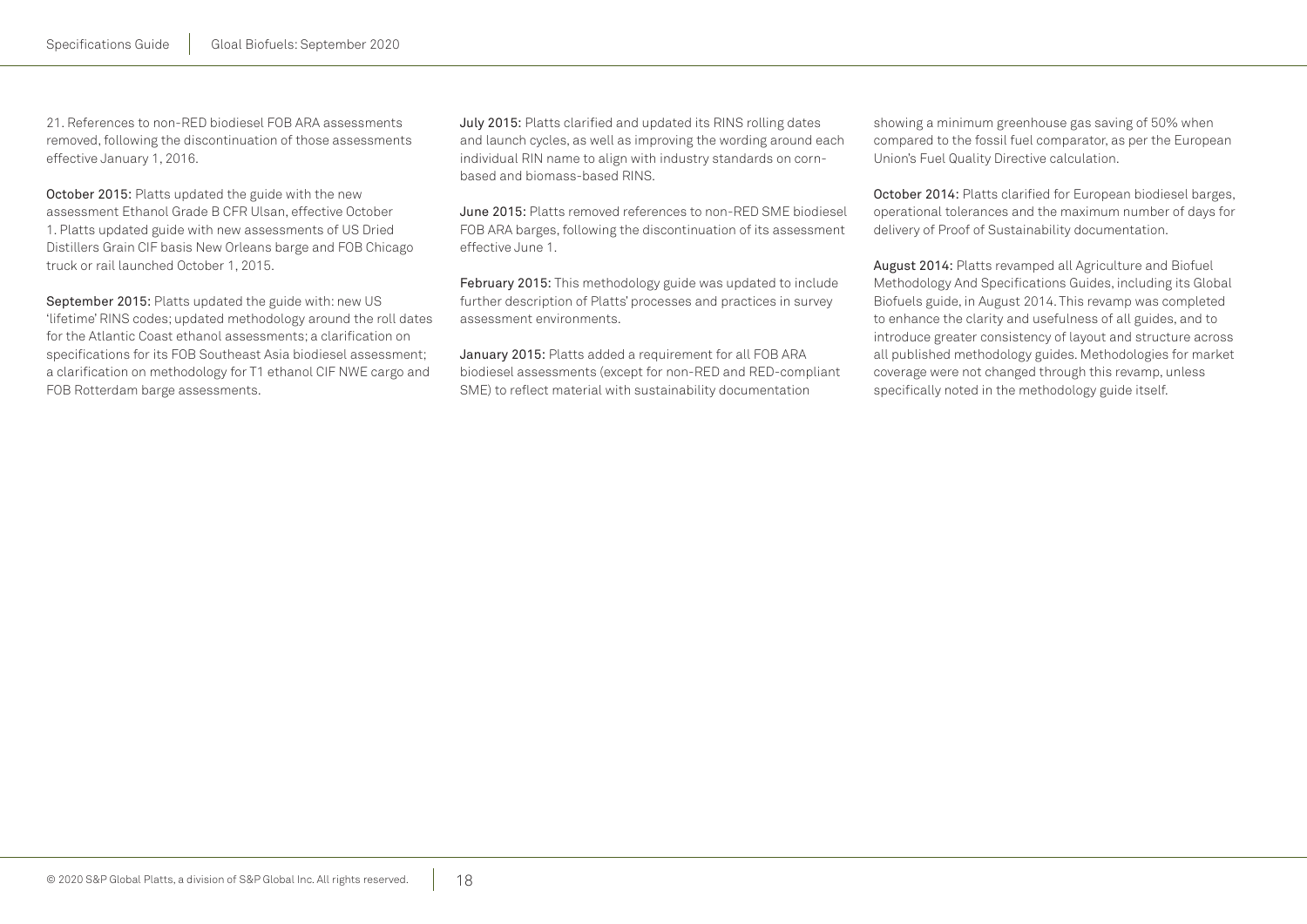21. References to non-RED biodiesel FOB ARA assessments removed, following the discontinuation of those assessments effective January 1, 2016.

**October 2015:** Platts updated the guide with the new assessment Ethanol Grade B CFR Ulsan, effective October 1. Platts updated guide with new assessments of US Dried Distillers Grain CIF basis New Orleans barge and FOB Chicago truck or rail launched October 1, 2015.

**September 2015:** Platts updated the guide with: new US 'lifetime' RINS codes; updated methodology around the roll dates for the Atlantic Coast ethanol assessments; a clarification on specifications for its FOB Southeast Asia biodiesel assessment; a clarification on methodology for T1 ethanol CIF NWE cargo and FOB Rotterdam barge assessments.

**July 2015:** Platts clarified and updated its RINS rolling dates and launch cycles, as well as improving the wording around each individual RIN name to align with industry standards on corn-based and biomass-based RINS.

**June 2015:** Platts removed references to non-RED SME biodiesel FOB ARA barges, following the discontinuation of its assessment effective June 1.

**February 2015:** This methodology guide was updated to include further description of Platts' processes and practices in survey assessment environments.

**January 2015:** Platts added a requirement for all FOB ARA biodiesel assessments (except for non-RED and RED-compliant SME) to reflect material with sustainability documentation showing a minimum greenhouse gas saving of 50% when compared to the fossil fuel comparator, as per the European Union's Fuel Quality Directive calculation.

**October 2014:** Platts clarified for European biodiesel barges, operational tolerances and the maximum number of days for delivery of Proof of Sustainability documentation.

**August 2014:** Platts revamped all Agriculture and Biofuel Methodology And Specifications Guides, including its Global Biofuels guide, in August 2014. This revamp was completed to enhance the clarity and usefulness of all guides, and to introduce greater consistency of layout and structure across all published methodology guides. Methodologies for market coverage were not changed through this revamp, unless specifically noted in the methodology guide itself.